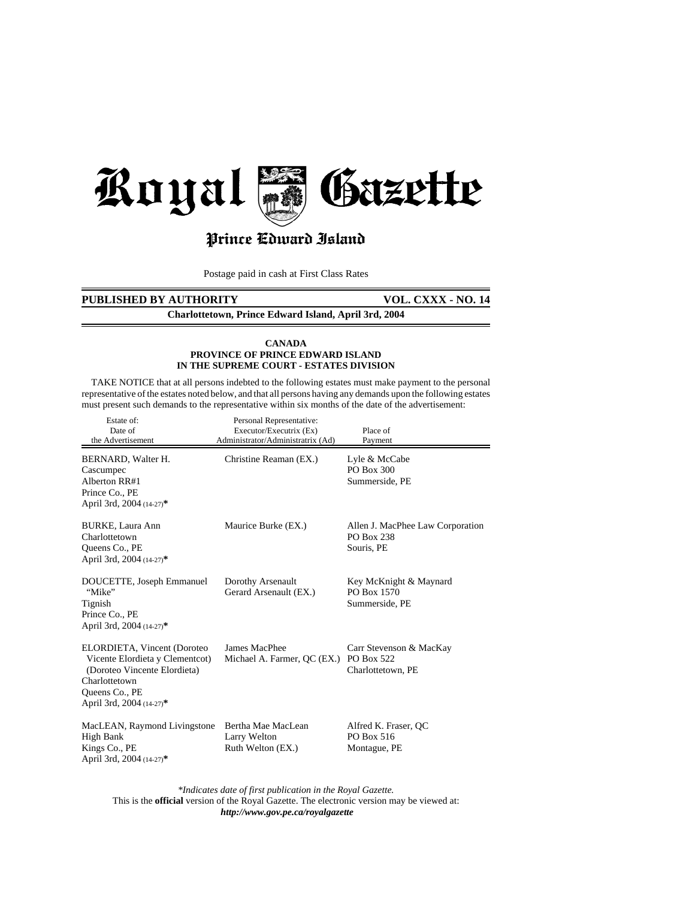# Royal Gazette

## Prince Edward Island

Postage paid in cash at First Class Rates

**PUBLISHED BY AUTHORITY** **VOL. CXXX - NO. 14**

**Charlottetown, Prince Edward Island, April 3rd, 2004**

**CANADA**
**PROVINCE OF PRINCE EDWARD ISLAND**
**IN THE SUPREME COURT - ESTATES DIVISION**

TAKE NOTICE that at all persons indebted to the following estates must make payment to the personal representative of the estates noted below, and that all persons having any demands upon the following estates must present such demands to the representative within six months of the date of the advertisement:

| Estate of: Date of the Advertisement | Personal Representative: Executor/Executrix (Ex) Administrator/Administratrix (Ad) | Place of Payment |
|---|---|---|
| BERNARD, Walter H. Cascumpec Alberton RR#1 Prince Co., PE April 3rd, 2004 (14-27)* | Christine Reaman (EX.) | Lyle & McCabe PO Box 300 Summerside, PE |
| BURKE, Laura Ann Charlottetown Queens Co., PE April 3rd, 2004 (14-27)* | Maurice Burke (EX.) | Allen J. MacPhee Law Corporation PO Box 238 Souris, PE |
| DOUCETTE, Joseph Emmanuel "Mike" Tignish Prince Co., PE April 3rd, 2004 (14-27)* | Dorothy Arsenault Gerard Arsenault (EX.) | Key McKnight & Maynard PO Box 1570 Summerside, PE |
| ELORDIETA, Vincent (Doroteo Vicente Elordieta y Clementcot) (Doroteo Vincente Elordieta) Charlottetown Queens Co., PE April 3rd, 2004 (14-27)* | James MacPhee Michael A. Farmer, QC (EX.) | Carr Stevenson & MacKay PO Box 522 Charlottetown, PE |
| MacLEAN, Raymond Livingstone High Bank Kings Co., PE April 3rd, 2004 (14-27)* | Bertha Mae MacLean Larry Welton Ruth Welton (EX.) | Alfred K. Fraser, QC PO Box 516 Montague, PE |

*\*Indicates date of first publication in the Royal Gazette.*

This is the **official** version of the Royal Gazette. The electronic version may be viewed at:

***http://www.gov.pe.ca/royalgazette***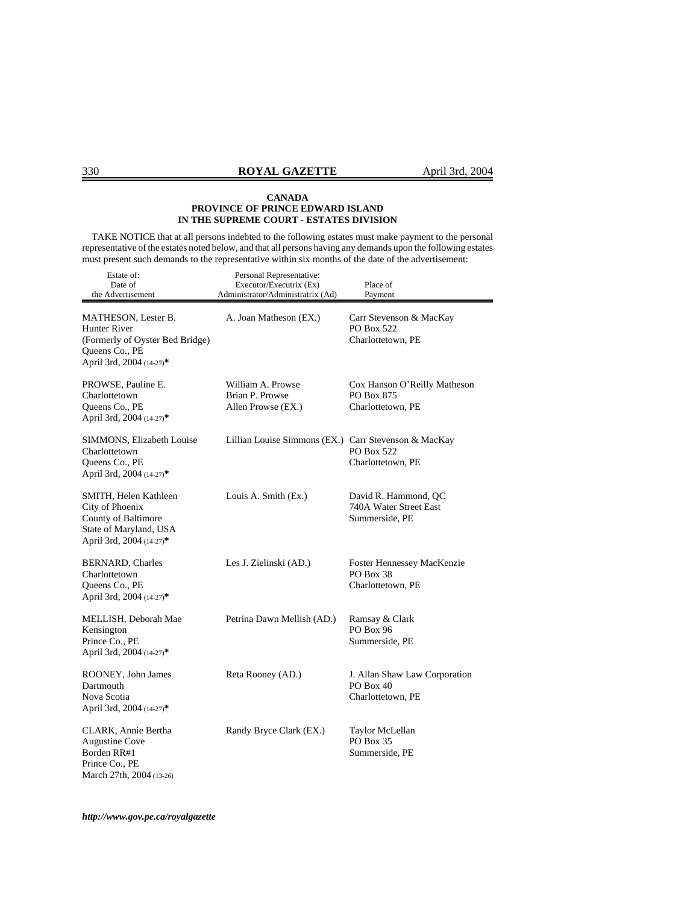**CANADA**
**PROVINCE OF PRINCE EDWARD ISLAND**
**IN THE SUPREME COURT - ESTATES DIVISION**

TAKE NOTICE that at all persons indebted to the following estates must make payment to the personal representative of the estates noted below, and that all persons having any demands upon the following estates must present such demands to the representative within six months of the date of the advertisement:

| Estate of: Date of the Advertisement | Personal Representative: Executor/Executrix (Ex) Administrator/Administratrix (Ad) | Place of Payment |
|---|---|---|
| MATHESON, Lester B.<br>Hunter River<br>(Formerly of Oyster Bed Bridge)<br>Queens Co., PE<br>April 3rd, 2004 (14-27)* | A. Joan Matheson (EX.) | Carr Stevenson & MacKay<br>PO Box 522<br>Charlottetown, PE |
| PROWSE, Pauline E.<br>Charlottetown<br>Queens Co., PE<br>April 3rd, 2004 (14-27)* | William A. Prowse<br>Brian P. Prowse<br>Allen Prowse (EX.) | Cox Hanson O'Reilly Matheson<br>PO Box 875<br>Charlottetown, PE |
| SIMMONS, Elizabeth Louise<br>Charlottetown<br>Queens Co., PE<br>April 3rd, 2004 (14-27)* | Lillian Louise Simmons (EX.) | Carr Stevenson & MacKay<br>PO Box 522<br>Charlottetown, PE |
| SMITH, Helen Kathleen<br>City of Phoenix<br>County of Baltimore<br>State of Maryland, USA<br>April 3rd, 2004 (14-27)* | Louis A. Smith (Ex.) | David R. Hammond, QC<br>740A Water Street East<br>Summerside, PE |
| BERNARD, Charles<br>Charlottetown<br>Queens Co., PE<br>April 3rd, 2004 (14-27)* | Les J. Zielinski (AD.) | Foster Hennessey MacKenzie<br>PO Box 38<br>Charlottetown, PE |
| MELLISH, Deborah Mae<br>Kensington<br>Prince Co., PE<br>April 3rd, 2004 (14-27)* | Petrina Dawn Mellish (AD.) | Ramsay & Clark<br>PO Box 96<br>Summerside, PE |
| ROONEY, John James<br>Dartmouth<br>Nova Scotia<br>April 3rd, 2004 (14-27)* | Reta Rooney (AD.) | J. Allan Shaw Law Corporation<br>PO Box 40<br>Charlottetown, PE |
| CLARK, Annie Bertha<br>Augustine Cove<br>Borden RR#1<br>Prince Co., PE<br>March 27th, 2004 (13-26) | Randy Bryce Clark (EX.) | Taylor McLellan<br>PO Box 35<br>Summerside, PE |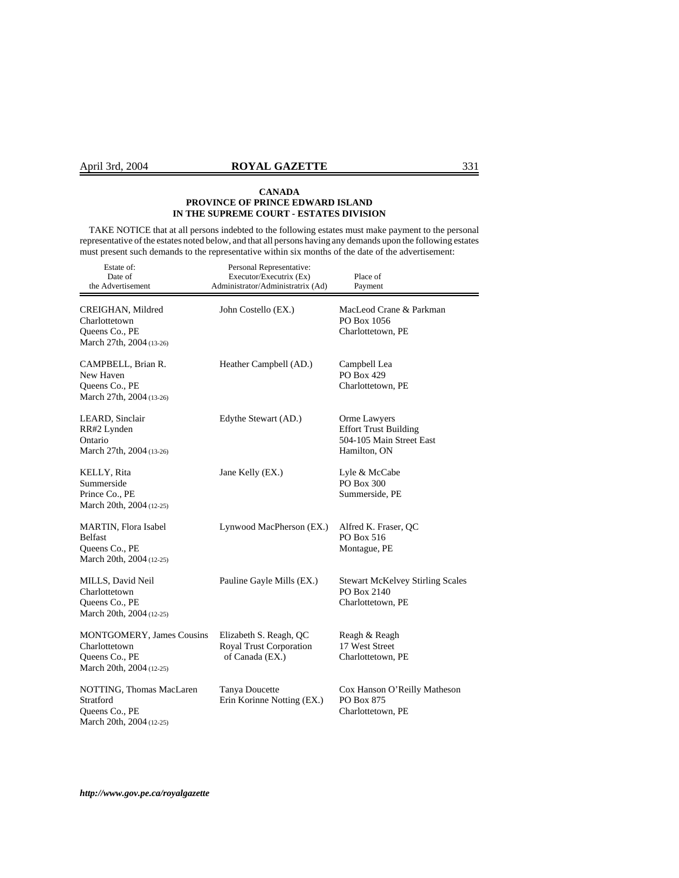**CANADA**
**PROVINCE OF PRINCE EDWARD ISLAND**
**IN THE SUPREME COURT - ESTATES DIVISION**

TAKE NOTICE that at all persons indebted to the following estates must make payment to the personal representative of the estates noted below, and that all persons having any demands upon the following estates must present such demands to the representative within six months of the date of the advertisement:

| Estate of:<br>Date of<br>the Advertisement | Personal Representative:<br>Executor/Executrix (Ex)<br>Administrator/Administratrix (Ad) | Place of<br>Payment |
|---|---|---|
| CREIGHAN, Mildred<br>Charlottetown<br>Queens Co., PE<br>March 27th, 2004 (13-26) | John Costello (EX.) | MacLeod Crane & Parkman<br>PO Box 1056<br>Charlottetown, PE |
| CAMPBELL, Brian R.<br>New Haven<br>Queens Co., PE<br>March 27th, 2004 (13-26) | Heather Campbell (AD.) | Campbell Lea<br>PO Box 429<br>Charlottetown, PE |
| LEARD, Sinclair<br>RR#2 Lynden<br>Ontario<br>March 27th, 2004 (13-26) | Edythe Stewart (AD.) | Orme Lawyers<br>Effort Trust Building<br>504-105 Main Street East<br>Hamilton, ON |
| KELLY, Rita<br>Summerside<br>Prince Co., PE<br>March 20th, 2004 (12-25) | Jane Kelly (EX.) | Lyle & McCabe<br>PO Box 300<br>Summerside, PE |
| MARTIN, Flora Isabel<br>Belfast<br>Queens Co., PE<br>March 20th, 2004 (12-25) | Lynwood MacPherson (EX.) | Alfred K. Fraser, QC<br>PO Box 516<br>Montague, PE |
| MILLS, David Neil<br>Charlottetown<br>Queens Co., PE<br>March 20th, 2004 (12-25) | Pauline Gayle Mills (EX.) | Stewart McKelvey Stirling Scales<br>PO Box 2140<br>Charlottetown, PE |
| MONTGOMERY, James Cousins<br>Charlottetown<br>Queens Co., PE<br>March 20th, 2004 (12-25) | Elizabeth S. Reagh, QC<br>Royal Trust Corporation<br>of Canada (EX.) | Reagh & Reagh<br>17 West Street<br>Charlottetown, PE |
| NOTTING, Thomas MacLaren<br>Stratford<br>Queens Co., PE<br>March 20th, 2004 (12-25) | Tanya Doucette<br>Erin Korinne Notting (EX.) | Cox Hanson O'Reilly Matheson<br>PO Box 875<br>Charlottetown, PE |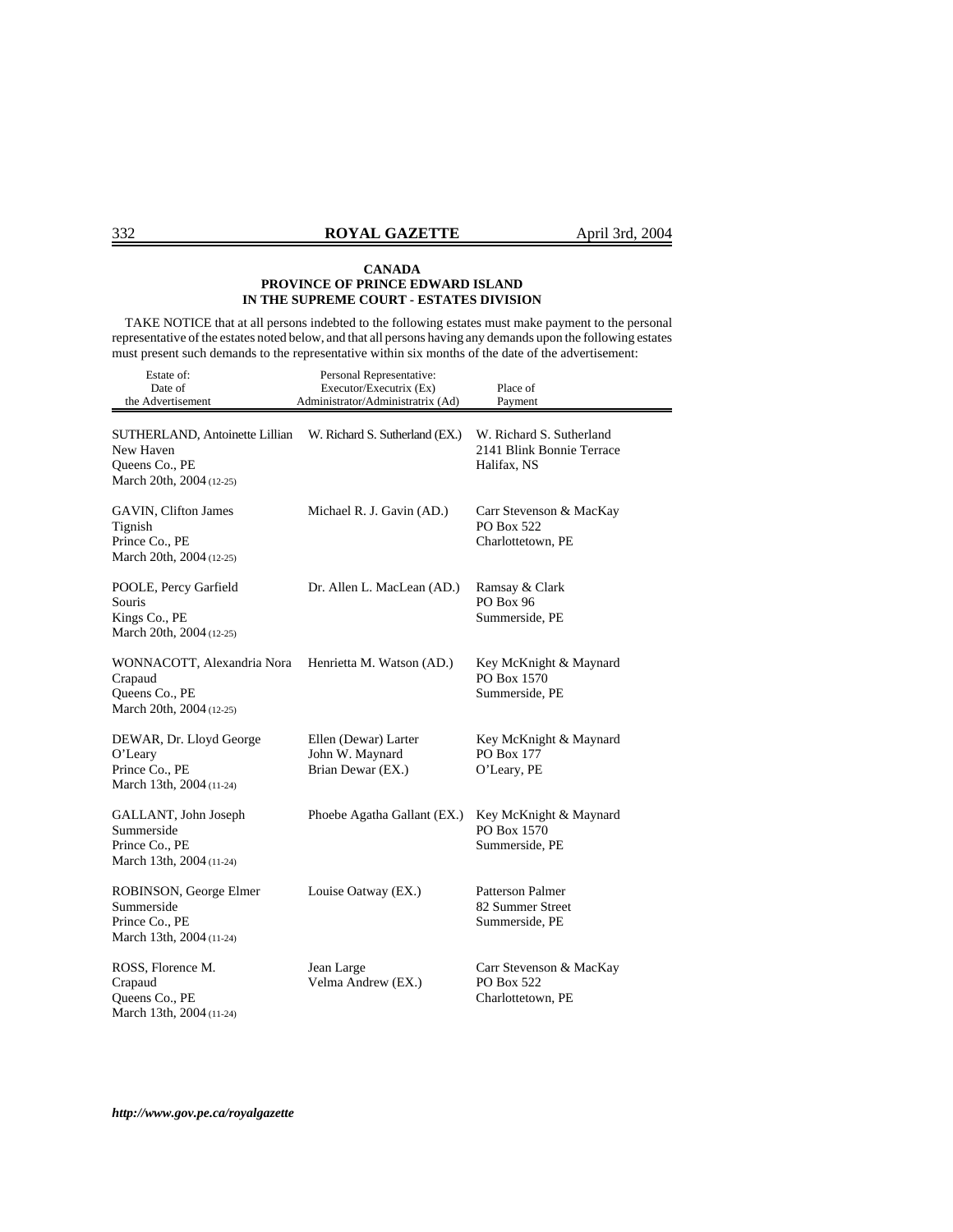**CANADA**
**PROVINCE OF PRINCE EDWARD ISLAND**
**IN THE SUPREME COURT - ESTATES DIVISION**

TAKE NOTICE that at all persons indebted to the following estates must make payment to the personal representative of the estates noted below, and that all persons having any demands upon the following estates must present such demands to the representative within six months of the date of the advertisement:

| Estate of: Date of the Advertisement | Personal Representative: Executor/Executrix (Ex) Administrator/Administratrix (Ad) | Place of Payment |
|---|---|---|
| SUTHERLAND, Antoinette Lillian<br>New Haven<br>Queens Co., PE<br>March 20th, 2004 (12-25) | W. Richard S. Sutherland (EX.) | W. Richard S. Sutherland<br>2141 Blink Bonnie Terrace<br>Halifax, NS |
| GAVIN, Clifton James<br>Tignish<br>Prince Co., PE<br>March 20th, 2004 (12-25) | Michael R. J. Gavin (AD.) | Carr Stevenson & MacKay<br>PO Box 522<br>Charlottetown, PE |
| POOLE, Percy Garfield<br>Souris<br>Kings Co., PE<br>March 20th, 2004 (12-25) | Dr. Allen L. MacLean (AD.) | Ramsay & Clark<br>PO Box 96<br>Summerside, PE |
| WONNACOTT, Alexandria Nora<br>Crapaud<br>Queens Co., PE<br>March 20th, 2004 (12-25) | Henrietta M. Watson (AD.) | Key McKnight & Maynard<br>PO Box 1570<br>Summerside, PE |
| DEWAR, Dr. Lloyd George<br>O'Leary<br>Prince Co., PE<br>March 13th, 2004 (11-24) | Ellen (Dewar) Larter<br>John W. Maynard<br>Brian Dewar (EX.) | Key McKnight & Maynard<br>PO Box 177<br>O'Leary, PE |
| GALLANT, John Joseph<br>Summerside<br>Prince Co., PE<br>March 13th, 2004 (11-24) | Phoebe Agatha Gallant (EX.) | Key McKnight & Maynard<br>PO Box 1570<br>Summerside, PE |
| ROBINSON, George Elmer<br>Summerside<br>Prince Co., PE<br>March 13th, 2004 (11-24) | Louise Oatway (EX.) | Patterson Palmer<br>82 Summer Street<br>Summerside, PE |
| ROSS, Florence M.<br>Crapaud<br>Queens Co., PE<br>March 13th, 2004 (11-24) | Jean Large<br>Velma Andrew (EX.) | Carr Stevenson & MacKay<br>PO Box 522<br>Charlottetown, PE |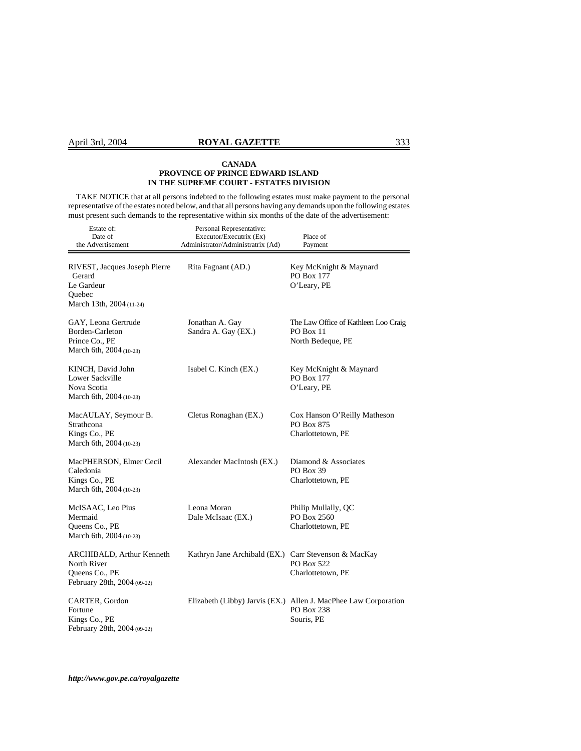**CANADA**
**PROVINCE OF PRINCE EDWARD ISLAND**
**IN THE SUPREME COURT - ESTATES DIVISION**

TAKE NOTICE that at all persons indebted to the following estates must make payment to the personal representative of the estates noted below, and that all persons having any demands upon the following estates must present such demands to the representative within six months of the date of the advertisement:

| Estate of: Date of the Advertisement | Personal Representative: Executor/Executrix (Ex) Administrator/Administratrix (Ad) | Place of Payment |
|---|---|---|
| RIVEST, Jacques Joseph Pierre Gerard<br>Le Gardeur<br>Quebec<br>March 13th, 2004 (11-24) | Rita Fagnant (AD.) | Key McKnight & Maynard<br>PO Box 177<br>O'Leary, PE |
| GAY, Leona Gertrude<br>Borden-Carleton<br>Prince Co., PE<br>March 6th, 2004 (10-23) | Jonathan A. Gay<br>Sandra A. Gay (EX.) | The Law Office of Kathleen Loo Craig<br>PO Box 11<br>North Bedeque, PE |
| KINCH, David John<br>Lower Sackville<br>Nova Scotia<br>March 6th, 2004 (10-23) | Isabel C. Kinch (EX.) | Key McKnight & Maynard<br>PO Box 177<br>O'Leary, PE |
| MacAULAY, Seymour B.<br>Strathcona<br>Kings Co., PE<br>March 6th, 2004 (10-23) | Cletus Ronaghan (EX.) | Cox Hanson O'Reilly Matheson<br>PO Box 875<br>Charlottetown, PE |
| MacPHERSON, Elmer Cecil<br>Caledonia<br>Kings Co., PE<br>March 6th, 2004 (10-23) | Alexander MacIntosh (EX.) | Diamond & Associates<br>PO Box 39<br>Charlottetown, PE |
| McISAAC, Leo Pius<br>Mermaid<br>Queens Co., PE<br>March 6th, 2004 (10-23) | Leona Moran<br>Dale McIsaac (EX.) | Philip Mullally, QC<br>PO Box 2560<br>Charlottetown, PE |
| ARCHIBALD, Arthur Kenneth<br>North River<br>Queens Co., PE<br>February 28th, 2004 (09-22) | Kathryn Jane Archibald (EX.) | Carr Stevenson & MacKay<br>PO Box 522<br>Charlottetown, PE |
| CARTER, Gordon<br>Fortune<br>Kings Co., PE<br>February 28th, 2004 (09-22) | Elizabeth (Libby) Jarvis (EX.) | Allen J. MacPhee Law Corporation<br>PO Box 238<br>Souris, PE |

***http://www.gov.pe.ca/royalgazette***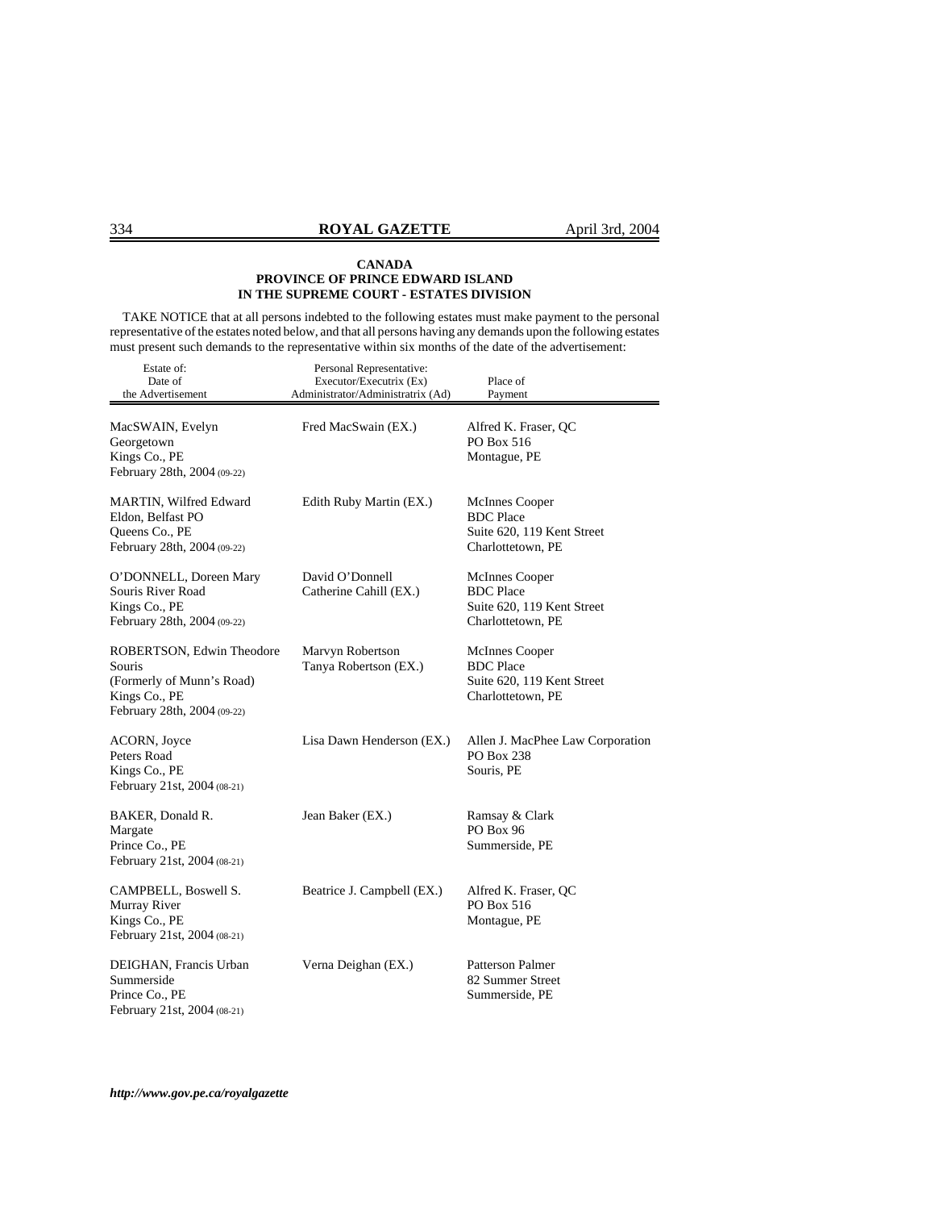**CANADA**
**PROVINCE OF PRINCE EDWARD ISLAND**
**IN THE SUPREME COURT - ESTATES DIVISION**

TAKE NOTICE that at all persons indebted to the following estates must make payment to the personal representative of the estates noted below, and that all persons having any demands upon the following estates must present such demands to the representative within six months of the date of the advertisement:

| Estate of: Date of the Advertisement | Personal Representative: Executor/Executrix (Ex) Administrator/Administratrix (Ad) | Place of Payment |
|---|---|---|
| MacSWAIN, Evelyn<br>Georgetown<br>Kings Co., PE<br>February 28th, 2004 (09-22) | Fred MacSwain (EX.) | Alfred K. Fraser, QC<br>PO Box 516<br>Montague, PE |
| MARTIN, Wilfred Edward<br>Eldon, Belfast PO<br>Queens Co., PE<br>February 28th, 2004 (09-22) | Edith Ruby Martin (EX.) | McInnes Cooper<br>BDC Place<br>Suite 620, 119 Kent Street<br>Charlottetown, PE |
| O'DONNELL, Doreen Mary<br>Souris River Road<br>Kings Co., PE<br>February 28th, 2004 (09-22) | David O'Donnell<br>Catherine Cahill (EX.) | McInnes Cooper<br>BDC Place<br>Suite 620, 119 Kent Street<br>Charlottetown, PE |
| ROBERTSON, Edwin Theodore<br>Souris<br>(Formerly of Munn's Road)<br>Kings Co., PE<br>February 28th, 2004 (09-22) | Marvyn Robertson<br>Tanya Robertson (EX.) | McInnes Cooper<br>BDC Place<br>Suite 620, 119 Kent Street<br>Charlottetown, PE |
| ACORN, Joyce<br>Peters Road<br>Kings Co., PE<br>February 21st, 2004 (08-21) | Lisa Dawn Henderson (EX.) | Allen J. MacPhee Law Corporation<br>PO Box 238<br>Souris, PE |
| BAKER, Donald R.<br>Margate<br>Prince Co., PE<br>February 21st, 2004 (08-21) | Jean Baker (EX.) | Ramsay & Clark<br>PO Box 96<br>Summerside, PE |
| CAMPBELL, Boswell S.<br>Murray River<br>Kings Co., PE<br>February 21st, 2004 (08-21) | Beatrice J. Campbell (EX.) | Alfred K. Fraser, QC<br>PO Box 516<br>Montague, PE |
| DEIGHAN, Francis Urban<br>Summerside<br>Prince Co., PE<br>February 21st, 2004 (08-21) | Verna Deighan (EX.) | Patterson Palmer<br>82 Summer Street<br>Summerside, PE |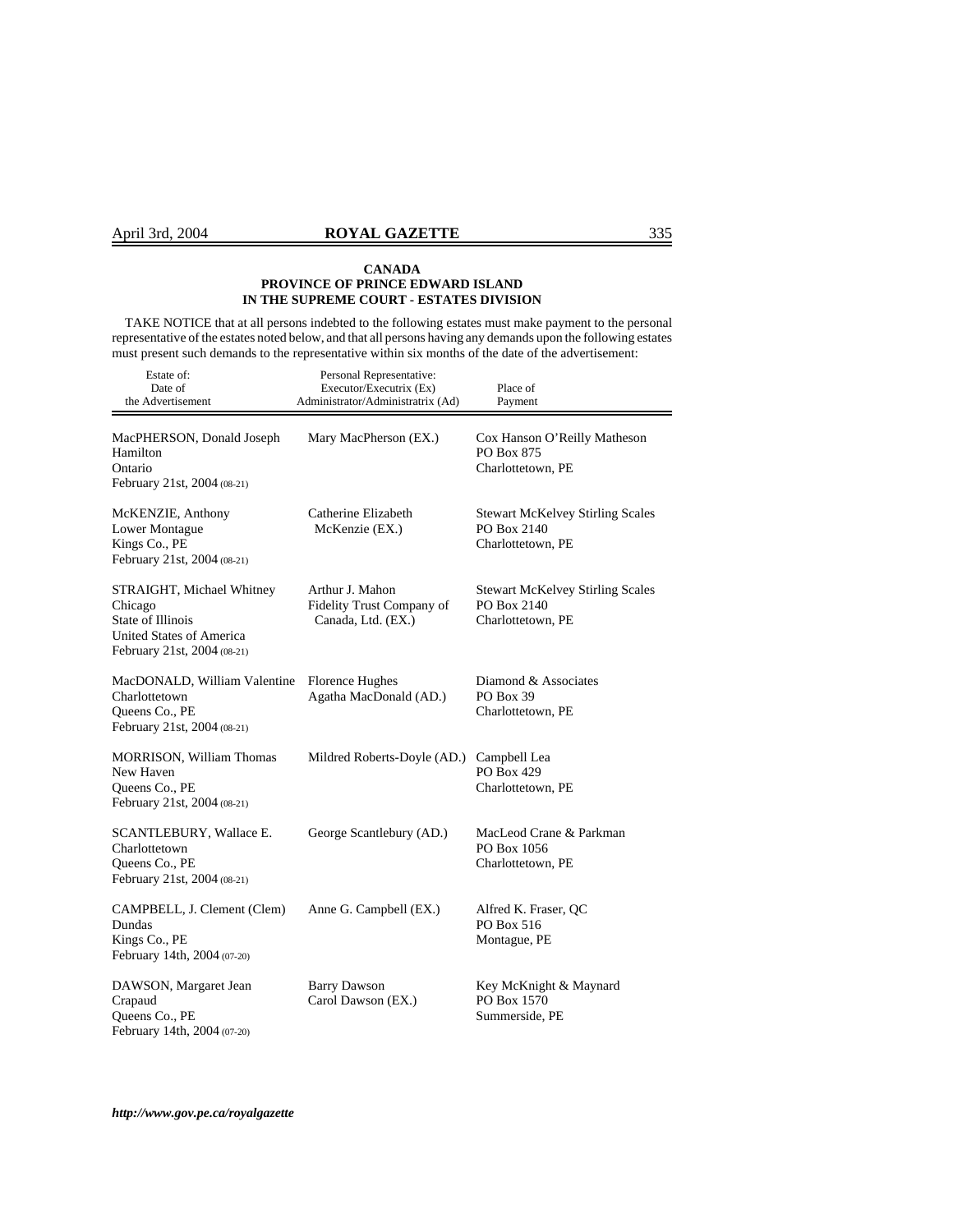**CANADA**
**PROVINCE OF PRINCE EDWARD ISLAND**
**IN THE SUPREME COURT - ESTATES DIVISION**

TAKE NOTICE that at all persons indebted to the following estates must make payment to the personal representative of the estates noted below, and that all persons having any demands upon the following estates must present such demands to the representative within six months of the date of the advertisement:

| Estate of: Date of the Advertisement | Personal Representative: Executor/Executrix (Ex) Administrator/Administratrix (Ad) | Place of Payment |
|---|---|---|
| MacPHERSON, Donald Joseph<br>Hamilton<br>Ontario<br>February 21st, 2004 (08-21) | Mary MacPherson (EX.) | Cox Hanson O'Reilly Matheson<br>PO Box 875<br>Charlottetown, PE |
| McKENZIE, Anthony<br>Lower Montague<br>Kings Co., PE<br>February 21st, 2004 (08-21) | Catherine Elizabeth McKenzie (EX.) | Stewart McKelvey Stirling Scales<br>PO Box 2140<br>Charlottetown, PE |
| STRAIGHT, Michael Whitney<br>Chicago<br>State of Illinois<br>United States of America<br>February 21st, 2004 (08-21) | Arthur J. Mahon<br>Fidelity Trust Company of Canada, Ltd. (EX.) | Stewart McKelvey Stirling Scales<br>PO Box 2140<br>Charlottetown, PE |
| MacDONALD, William Valentine<br>Charlottetown<br>Queens Co., PE<br>February 21st, 2004 (08-21) | Florence Hughes<br>Agatha MacDonald (AD.) | Diamond & Associates<br>PO Box 39<br>Charlottetown, PE |
| MORRISON, William Thomas<br>New Haven<br>Queens Co., PE<br>February 21st, 2004 (08-21) | Mildred Roberts-Doyle (AD.) | Campbell Lea<br>PO Box 429<br>Charlottetown, PE |
| SCANTLEBURY, Wallace E.<br>Charlottetown<br>Queens Co., PE<br>February 21st, 2004 (08-21) | George Scantlebury (AD.) | MacLeod Crane & Parkman<br>PO Box 1056<br>Charlottetown, PE |
| CAMPBELL, J. Clement (Clem)<br>Dundas<br>Kings Co., PE<br>February 14th, 2004 (07-20) | Anne G. Campbell (EX.) | Alfred K. Fraser, QC<br>PO Box 516<br>Montague, PE |
| DAWSON, Margaret Jean<br>Crapaud<br>Queens Co., PE<br>February 14th, 2004 (07-20) | Barry Dawson<br>Carol Dawson (EX.) | Key McKnight & Maynard<br>PO Box 1570<br>Summerside, PE |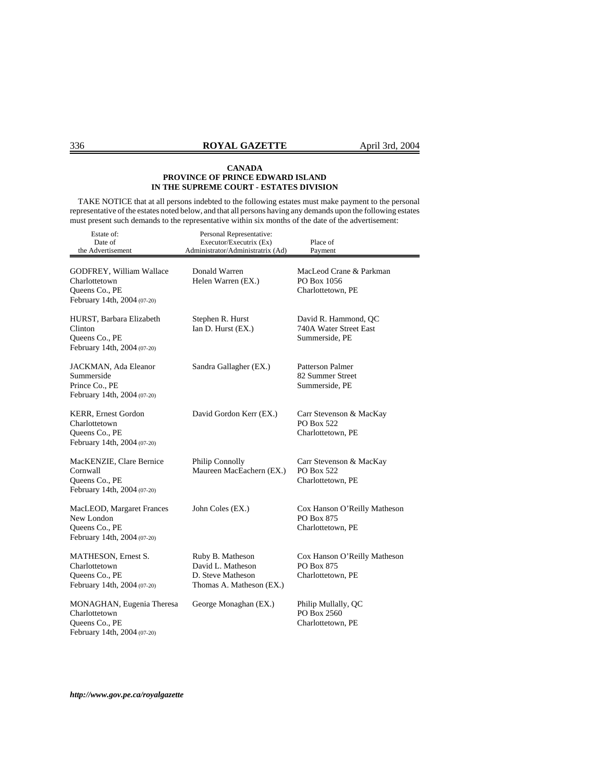**CANADA**
**PROVINCE OF PRINCE EDWARD ISLAND**
**IN THE SUPREME COURT - ESTATES DIVISION**

TAKE NOTICE that at all persons indebted to the following estates must make payment to the personal representative of the estates noted below, and that all persons having any demands upon the following estates must present such demands to the representative within six months of the date of the advertisement:

| Estate of: Date of the Advertisement | Personal Representative: Executor/Executrix (Ex) Administrator/Administratrix (Ad) | Place of Payment |
|---|---|---|
| GODFREY, William Wallace Charlottetown Queens Co., PE February 14th, 2004 (07-20) | Donald Warren Helen Warren (EX.) | MacLeod Crane & Parkman PO Box 1056 Charlottetown, PE |
| HURST, Barbara Elizabeth Clinton Queens Co., PE February 14th, 2004 (07-20) | Stephen R. Hurst Ian D. Hurst (EX.) | David R. Hammond, QC 740A Water Street East Summerside, PE |
| JACKMAN, Ada Eleanor Summerside Prince Co., PE February 14th, 2004 (07-20) | Sandra Gallagher (EX.) | Patterson Palmer 82 Summer Street Summerside, PE |
| KERR, Ernest Gordon Charlottetown Queens Co., PE February 14th, 2004 (07-20) | David Gordon Kerr (EX.) | Carr Stevenson & MacKay PO Box 522 Charlottetown, PE |
| MacKENZIE, Clare Bernice Cornwall Queens Co., PE February 14th, 2004 (07-20) | Philip Connolly Maureen MacEachern (EX.) | Carr Stevenson & MacKay PO Box 522 Charlottetown, PE |
| MacLEOD, Margaret Frances New London Queens Co., PE February 14th, 2004 (07-20) | John Coles (EX.) | Cox Hanson O'Reilly Matheson PO Box 875 Charlottetown, PE |
| MATHESON, Ernest S. Charlottetown Queens Co., PE February 14th, 2004 (07-20) | Ruby B. Matheson David L. Matheson D. Steve Matheson Thomas A. Matheson (EX.) | Cox Hanson O'Reilly Matheson PO Box 875 Charlottetown, PE |
| MONAGHAN, Eugenia Theresa Charlottetown Queens Co., PE February 14th, 2004 (07-20) | George Monaghan (EX.) | Philip Mullally, QC PO Box 2560 Charlottetown, PE |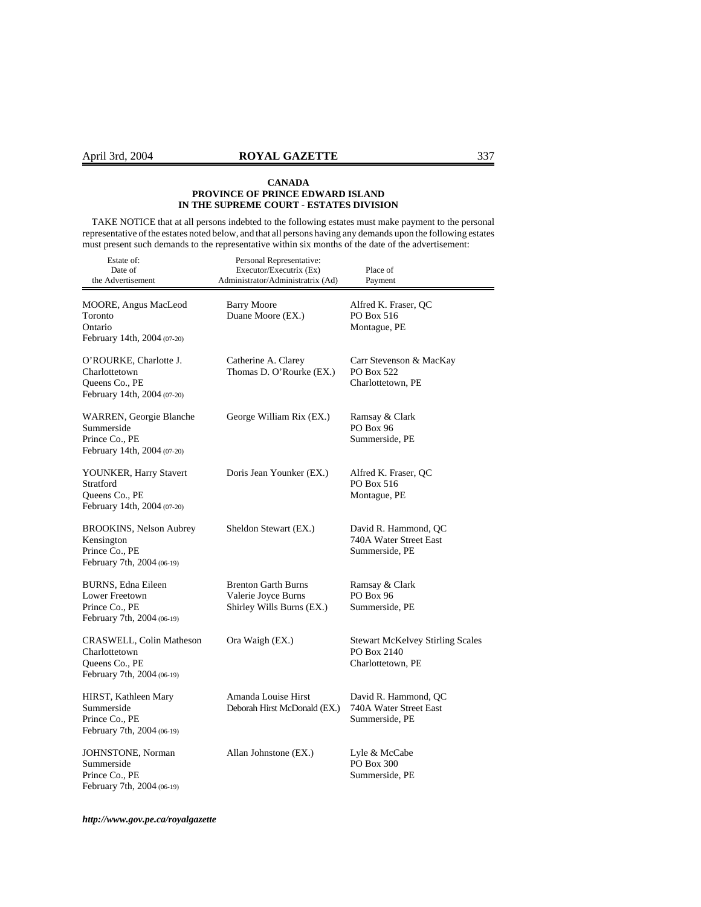**CANADA**
**PROVINCE OF PRINCE EDWARD ISLAND**
**IN THE SUPREME COURT - ESTATES DIVISION**

TAKE NOTICE that at all persons indebted to the following estates must make payment to the personal representative of the estates noted below, and that all persons having any demands upon the following estates must present such demands to the representative within six months of the date of the advertisement:

| Estate of: Date of the Advertisement | Personal Representative: Executor/Executrix (Ex) Administrator/Administratrix (Ad) | Place of Payment |
|---|---|---|
| MOORE, Angus MacLeod<br>Toronto<br>Ontario<br>February 14th, 2004 (07-20) | Barry Moore<br>Duane Moore (EX.) | Alfred K. Fraser, QC<br>PO Box 516<br>Montague, PE |
| O'ROURKE, Charlotte J.<br>Charlottetown<br>Queens Co., PE<br>February 14th, 2004 (07-20) | Catherine A. Clarey<br>Thomas D. O'Rourke (EX.) | Carr Stevenson & MacKay<br>PO Box 522<br>Charlottetown, PE |
| WARREN, Georgie Blanche<br>Summerside<br>Prince Co., PE<br>February 14th, 2004 (07-20) | George William Rix (EX.) | Ramsay & Clark<br>PO Box 96<br>Summerside, PE |
| YOUNKER, Harry Stavert<br>Stratford<br>Queens Co., PE<br>February 14th, 2004 (07-20) | Doris Jean Younker (EX.) | Alfred K. Fraser, QC<br>PO Box 516<br>Montague, PE |
| BROOKINS, Nelson Aubrey<br>Kensington<br>Prince Co., PE<br>February 7th, 2004 (06-19) | Sheldon Stewart (EX.) | David R. Hammond, QC<br>740A Water Street East<br>Summerside, PE |
| BURNS, Edna Eileen<br>Lower Freetown<br>Prince Co., PE<br>February 7th, 2004 (06-19) | Brenton Garth Burns<br>Valerie Joyce Burns<br>Shirley Wills Burns (EX.) | Ramsay & Clark<br>PO Box 96<br>Summerside, PE |
| CRASWELL, Colin Matheson<br>Charlottetown<br>Queens Co., PE<br>February 7th, 2004 (06-19) | Ora Waigh (EX.) | Stewart McKelvey Stirling Scales<br>PO Box 2140<br>Charlottetown, PE |
| HIRST, Kathleen Mary<br>Summerside<br>Prince Co., PE<br>February 7th, 2004 (06-19) | Amanda Louise Hirst<br>Deborah Hirst McDonald (EX.) | David R. Hammond, QC<br>740A Water Street East<br>Summerside, PE |
| JOHNSTONE, Norman<br>Summerside<br>Prince Co., PE<br>February 7th, 2004 (06-19) | Allan Johnstone (EX.) | Lyle & McCabe<br>PO Box 300<br>Summerside, PE |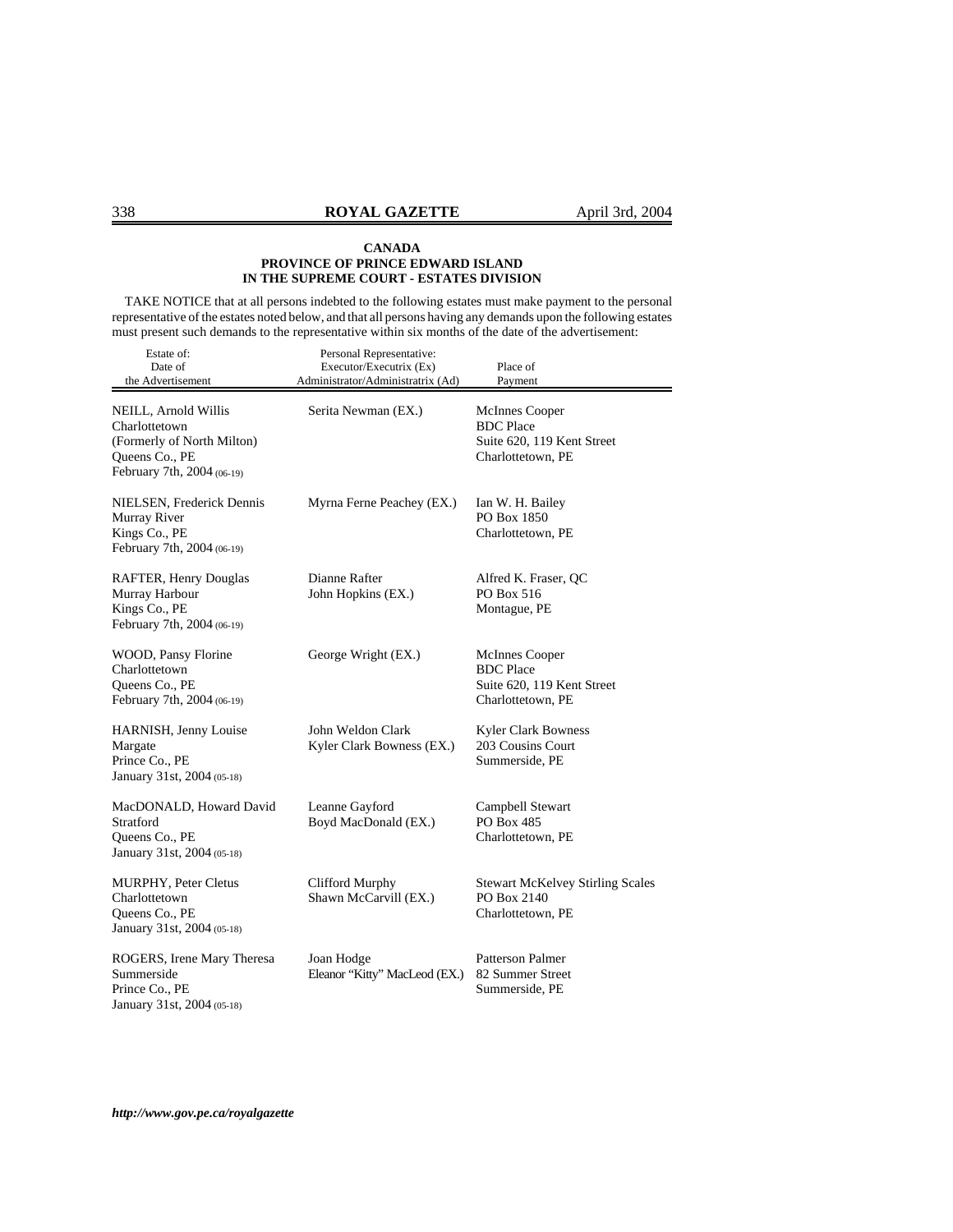**CANADA**
**PROVINCE OF PRINCE EDWARD ISLAND**
**IN THE SUPREME COURT - ESTATES DIVISION**

TAKE NOTICE that at all persons indebted to the following estates must make payment to the personal representative of the estates noted below, and that all persons having any demands upon the following estates must present such demands to the representative within six months of the date of the advertisement:

| Estate of: Date of the Advertisement | Personal Representative: Executor/Executrix (Ex) Administrator/Administratrix (Ad) | Place of Payment |
|---|---|---|
| NEILL, Arnold Willis<br>Charlottetown<br>(Formerly of North Milton)<br>Queens Co., PE<br>February 7th, 2004 (06-19) | Serita Newman (EX.) | McInnes Cooper<br>BDC Place<br>Suite 620, 119 Kent Street<br>Charlottetown, PE |
| NIELSEN, Frederick Dennis<br>Murray River<br>Kings Co., PE<br>February 7th, 2004 (06-19) | Myrna Ferne Peachey (EX.) | Ian W. H. Bailey<br>PO Box 1850<br>Charlottetown, PE |
| RAFTER, Henry Douglas<br>Murray Harbour<br>Kings Co., PE<br>February 7th, 2004 (06-19) | Dianne Rafter<br>John Hopkins (EX.) | Alfred K. Fraser, QC<br>PO Box 516<br>Montague, PE |
| WOOD, Pansy Florine<br>Charlottetown<br>Queens Co., PE<br>February 7th, 2004 (06-19) | George Wright (EX.) | McInnes Cooper<br>BDC Place<br>Suite 620, 119 Kent Street<br>Charlottetown, PE |
| HARNISH, Jenny Louise<br>Margate<br>Prince Co., PE<br>January 31st, 2004 (05-18) | John Weldon Clark<br>Kyler Clark Bowness (EX.) | Kyler Clark Bowness<br>203 Cousins Court<br>Summerside, PE |
| MacDONALD, Howard David<br>Stratford<br>Queens Co., PE<br>January 31st, 2004 (05-18) | Leanne Gayford<br>Boyd MacDonald (EX.) | Campbell Stewart<br>PO Box 485<br>Charlottetown, PE |
| MURPHY, Peter Cletus<br>Charlottetown<br>Queens Co., PE<br>January 31st, 2004 (05-18) | Clifford Murphy<br>Shawn McCarvill (EX.) | Stewart McKelvey Stirling Scales<br>PO Box 2140<br>Charlottetown, PE |
| ROGERS, Irene Mary Theresa<br>Summerside<br>Prince Co., PE<br>January 31st, 2004 (05-18) | Joan Hodge<br>Eleanor "Kitty" MacLeod (EX.) | Patterson Palmer<br>82 Summer Street<br>Summerside, PE |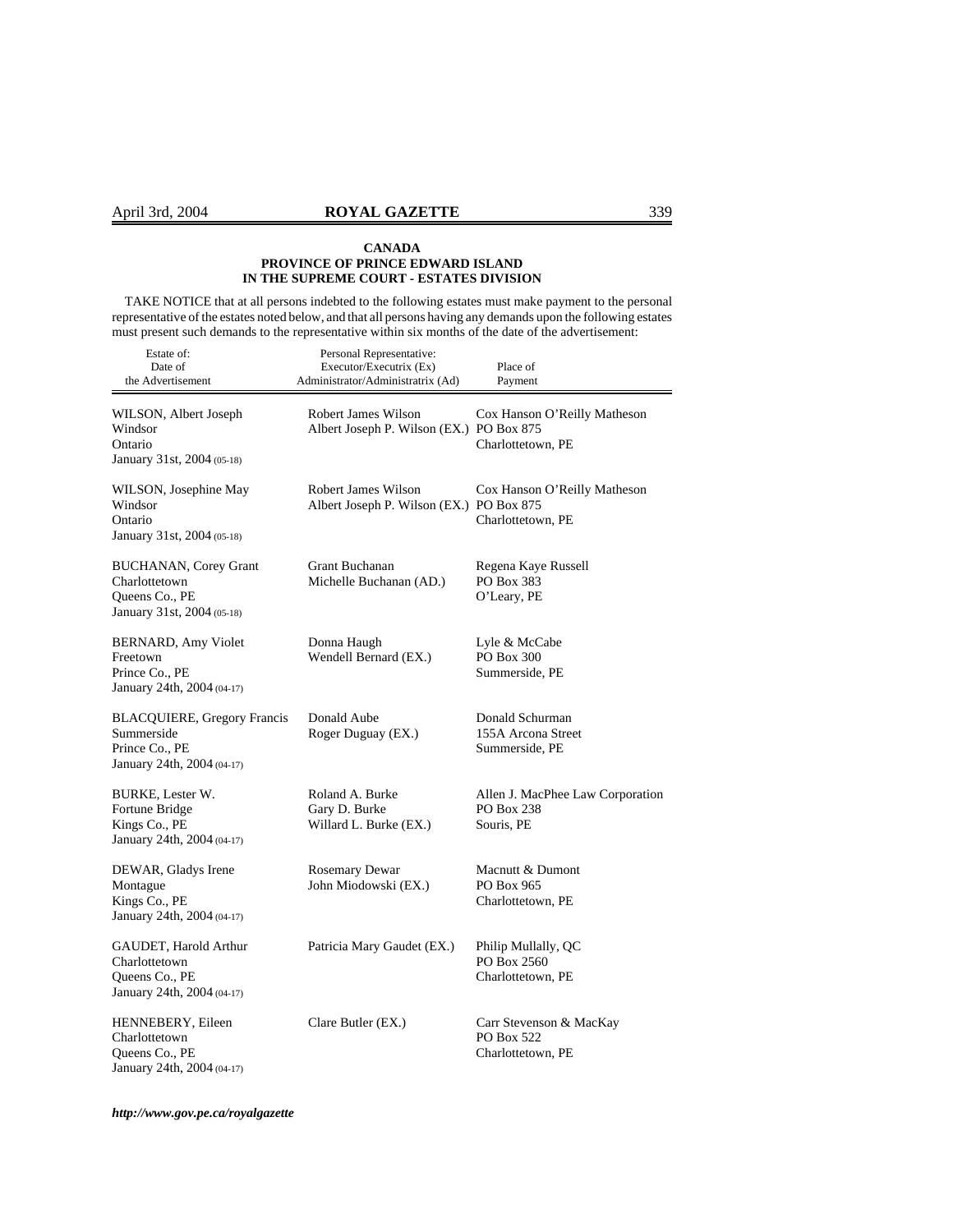**CANADA**
**PROVINCE OF PRINCE EDWARD ISLAND**
**IN THE SUPREME COURT - ESTATES DIVISION**

TAKE NOTICE that at all persons indebted to the following estates must make payment to the personal representative of the estates noted below, and that all persons having any demands upon the following estates must present such demands to the representative within six months of the date of the advertisement:

| Estate of: Date of the Advertisement | Personal Representative: Executor/Executrix (Ex) Administrator/Administratrix (Ad) | Place of Payment |
|---|---|---|
| WILSON, Albert Joseph<br>Windsor<br>Ontario<br>January 31st, 2004 (05-18) | Robert James Wilson<br>Albert Joseph P. Wilson (EX.) | Cox Hanson O'Reilly Matheson<br>PO Box 875<br>Charlottetown, PE |
| WILSON, Josephine May<br>Windsor<br>Ontario<br>January 31st, 2004 (05-18) | Robert James Wilson<br>Albert Joseph P. Wilson (EX.) | Cox Hanson O'Reilly Matheson<br>PO Box 875<br>Charlottetown, PE |
| BUCHANAN, Corey Grant<br>Charlottetown<br>Queens Co., PE<br>January 31st, 2004 (05-18) | Grant Buchanan<br>Michelle Buchanan (AD.) | Regena Kaye Russell<br>PO Box 383<br>O'Leary, PE |
| BERNARD, Amy Violet<br>Freetown<br>Prince Co., PE<br>January 24th, 2004 (04-17) | Donna Haugh<br>Wendell Bernard (EX.) | Lyle & McCabe<br>PO Box 300<br>Summerside, PE |
| BLACQUIERE, Gregory Francis<br>Summerside<br>Prince Co., PE<br>January 24th, 2004 (04-17) | Donald Aube<br>Roger Duguay (EX.) | Donald Schurman<br>155A Arcona Street<br>Summerside, PE |
| BURKE, Lester W.<br>Fortune Bridge<br>Kings Co., PE<br>January 24th, 2004 (04-17) | Roland A. Burke<br>Gary D. Burke<br>Willard L. Burke (EX.) | Allen J. MacPhee Law Corporation<br>PO Box 238<br>Souris, PE |
| DEWAR, Gladys Irene<br>Montague<br>Kings Co., PE<br>January 24th, 2004 (04-17) | Rosemary Dewar<br>John Miodowski (EX.) | Macnutt & Dumont<br>PO Box 965<br>Charlottetown, PE |
| GAUDET, Harold Arthur<br>Charlottetown<br>Queens Co., PE<br>January 24th, 2004 (04-17) | Patricia Mary Gaudet (EX.) | Philip Mullally, QC<br>PO Box 2560<br>Charlottetown, PE |
| HENNEBERY, Eileen<br>Charlottetown<br>Queens Co., PE<br>January 24th, 2004 (04-17) | Clare Butler (EX.) | Carr Stevenson & MacKay<br>PO Box 522<br>Charlottetown, PE |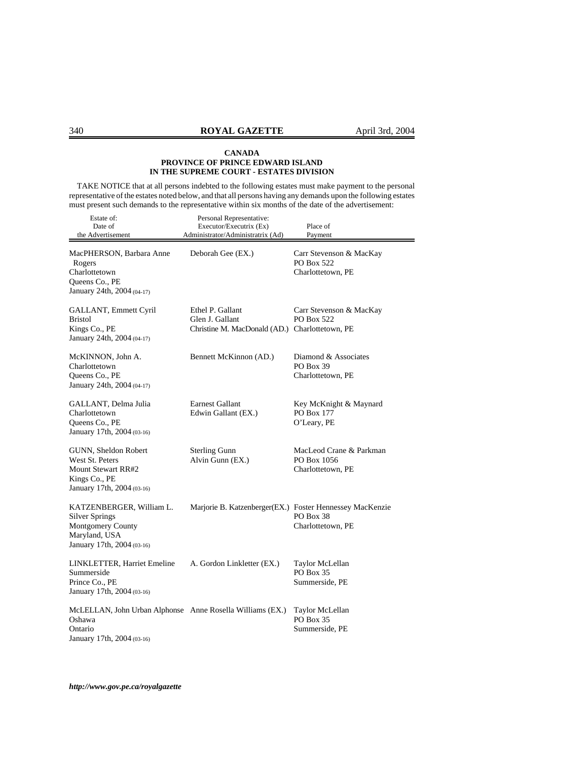**CANADA**
**PROVINCE OF PRINCE EDWARD ISLAND**
**IN THE SUPREME COURT - ESTATES DIVISION**

TAKE NOTICE that at all persons indebted to the following estates must make payment to the personal representative of the estates noted below, and that all persons having any demands upon the following estates must present such demands to the representative within six months of the date of the advertisement:

| Estate of: Date of the Advertisement | Personal Representative: Executor/Executrix (Ex) Administrator/Administratrix (Ad) | Place of Payment |
|---|---|---|
| MacPHERSON, Barbara Anne Rogers Charlottetown Queens Co., PE January 24th, 2004 (04-17) | Deborah Gee (EX.) | Carr Stevenson & MacKay PO Box 522 Charlottetown, PE |
| GALLANT, Emmett Cyril Bristol Kings Co., PE January 24th, 2004 (04-17) | Ethel P. Gallant Glen J. Gallant Christine M. MacDonald (AD.) | Carr Stevenson & MacKay PO Box 522 Charlottetown, PE |
| McKINNON, John A. Charlottetown Queens Co., PE January 24th, 2004 (04-17) | Bennett McKinnon (AD.) | Diamond & Associates PO Box 39 Charlottetown, PE |
| GALLANT, Delma Julia Charlottetown Queens Co., PE January 17th, 2004 (03-16) | Earnest Gallant Edwin Gallant (EX.) | Key McKnight & Maynard PO Box 177 O'Leary, PE |
| GUNN, Sheldon Robert West St. Peters Mount Stewart RR#2 Kings Co., PE January 17th, 2004 (03-16) | Sterling Gunn Alvin Gunn (EX.) | MacLeod Crane & Parkman PO Box 1056 Charlottetown, PE |
| KATZENBERGER, William L. Silver Springs Montgomery County Maryland, USA January 17th, 2004 (03-16) | Marjorie B. Katzenberger(EX.) | Foster Hennessey MacKenzie PO Box 38 Charlottetown, PE |
| LINKLETTER, Harriet Emeline Summerside Prince Co., PE January 17th, 2004 (03-16) | A. Gordon Linkletter (EX.) | Taylor McLellan PO Box 35 Summerside, PE |
| McLELLAN, John Urban Alphonse Oshawa Ontario January 17th, 2004 (03-16) | Anne Rosella Williams (EX.) | Taylor McLellan PO Box 35 Summerside, PE |

***http://www.gov.pe.ca/royalgazette***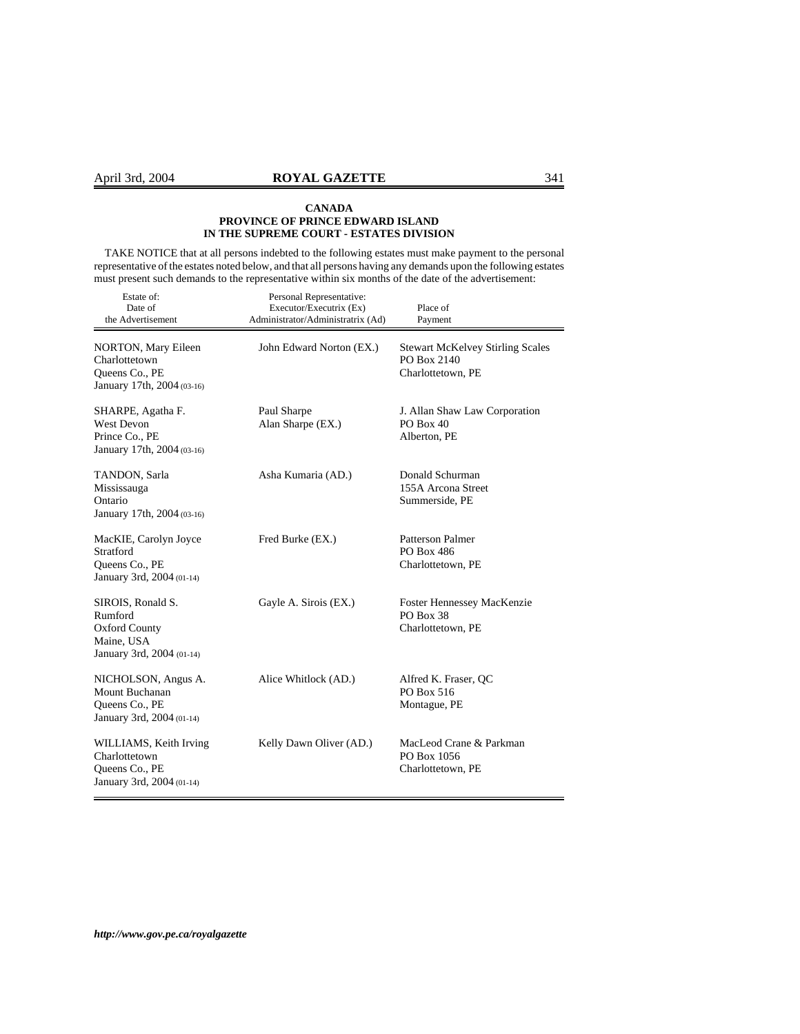**CANADA**
**PROVINCE OF PRINCE EDWARD ISLAND**
**IN THE SUPREME COURT - ESTATES DIVISION**

TAKE NOTICE that at all persons indebted to the following estates must make payment to the personal representative of the estates noted below, and that all persons having any demands upon the following estates must present such demands to the representative within six months of the date of the advertisement:

| Estate of: Date of the Advertisement | Personal Representative: Executor/Executrix (Ex) Administrator/Administratrix (Ad) | Place of Payment |
|---|---|---|
| NORTON, Mary Eileen<br>Charlottetown<br>Queens Co., PE<br>January 17th, 2004 (03-16) | John Edward Norton (EX.) | Stewart McKelvey Stirling Scales<br>PO Box 2140<br>Charlottetown, PE |
| SHARPE, Agatha F.<br>West Devon<br>Prince Co., PE<br>January 17th, 2004 (03-16) | Paul Sharpe<br>Alan Sharpe (EX.) | J. Allan Shaw Law Corporation<br>PO Box 40<br>Alberton, PE |
| TANDON, Sarla<br>Mississauga<br>Ontario<br>January 17th, 2004 (03-16) | Asha Kumaria (AD.) | Donald Schurman<br>155A Arcona Street<br>Summerside, PE |
| MacKIE, Carolyn Joyce<br>Stratford<br>Queens Co., PE<br>January 3rd, 2004 (01-14) | Fred Burke (EX.) | Patterson Palmer<br>PO Box 486<br>Charlottetown, PE |
| SIROIS, Ronald S.<br>Rumford<br>Oxford County<br>Maine, USA<br>January 3rd, 2004 (01-14) | Gayle A. Sirois (EX.) | Foster Hennessey MacKenzie<br>PO Box 38<br>Charlottetown, PE |
| NICHOLSON, Angus A.<br>Mount Buchanan<br>Queens Co., PE<br>January 3rd, 2004 (01-14) | Alice Whitlock (AD.) | Alfred K. Fraser, QC<br>PO Box 516<br>Montague, PE |
| WILLIAMS, Keith Irving<br>Charlottetown<br>Queens Co., PE<br>January 3rd, 2004 (01-14) | Kelly Dawn Oliver (AD.) | MacLeod Crane & Parkman<br>PO Box 1056<br>Charlottetown, PE |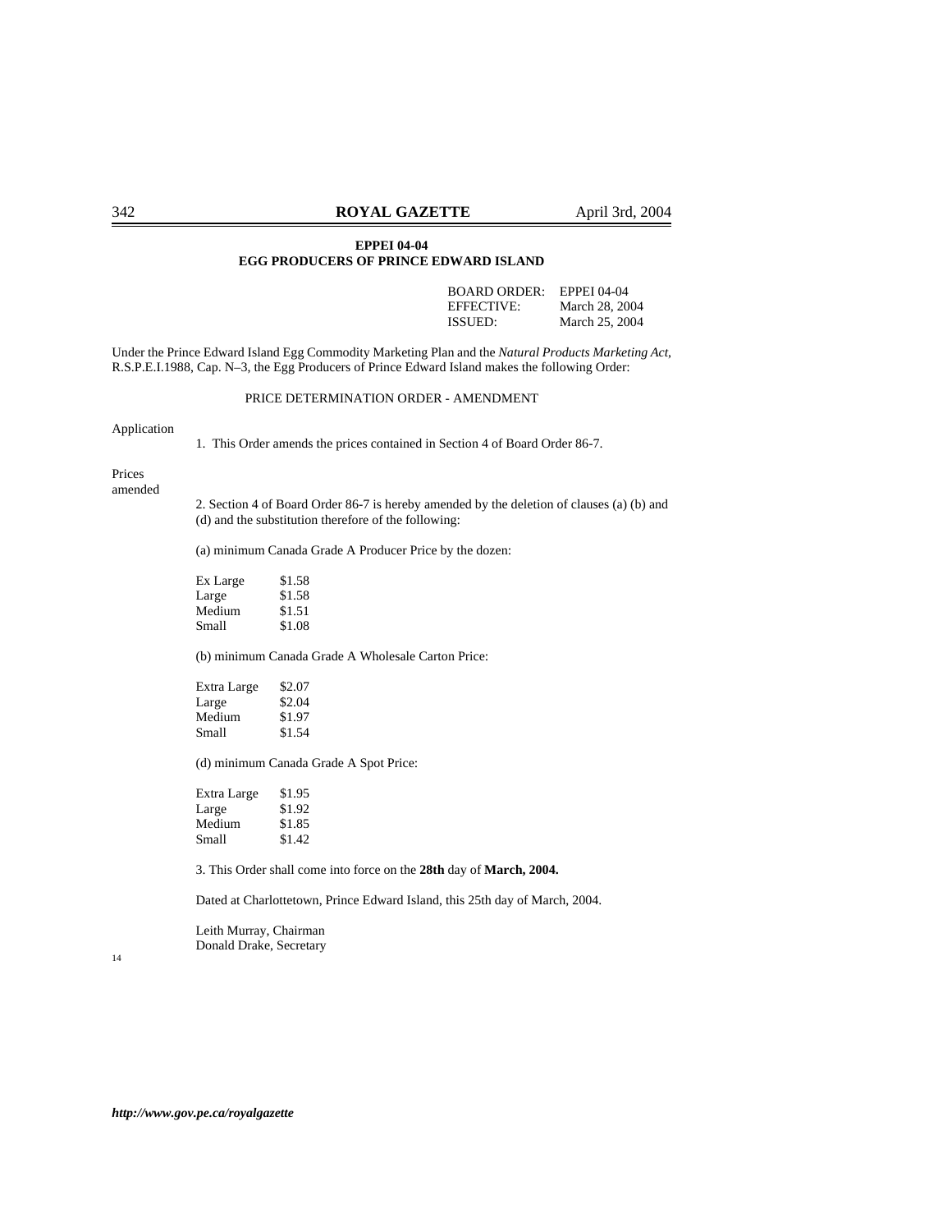**EPPEI 04-04**
**EGG PRODUCERS OF PRINCE EDWARD ISLAND**

| | |
|---|---|
| BOARD ORDER: | EPPEI 04-04 |
| EFFECTIVE: | March 28, 2004 |
| ISSUED: | March 25, 2004 |

Under the Prince Edward Island Egg Commodity Marketing Plan and the *Natural Products Marketing Act*, R.S.P.E.I.1988, Cap. N–3, the Egg Producers of Prince Edward Island makes the following Order:

PRICE DETERMINATION ORDER - AMENDMENT

Application

1. This Order amends the prices contained in Section 4 of Board Order 86-7.

Prices amended

2. Section 4 of Board Order 86-7 is hereby amended by the deletion of clauses (a) (b) and (d) and the substitution therefore of the following:

(a) minimum Canada Grade A Producer Price by the dozen:

| | |
|---|---|
| Ex Large | $1.58 |
| Large | $1.58 |
| Medium | $1.51 |
| Small | $1.08 |

(b) minimum Canada Grade A Wholesale Carton Price:

| | |
|---|---|
| Extra Large | $2.07 |
| Large | $2.04 |
| Medium | $1.97 |
| Small | $1.54 |

(d) minimum Canada Grade A Spot Price:

| | |
|---|---|
| Extra Large | $1.95 |
| Large | $1.92 |
| Medium | $1.85 |
| Small | $1.42 |

3. This Order shall come into force on the **28th** day of **March, 2004.**

Dated at Charlottetown, Prince Edward Island, this 25th day of March, 2004.

Leith Murray, Chairman
Donald Drake, Secretary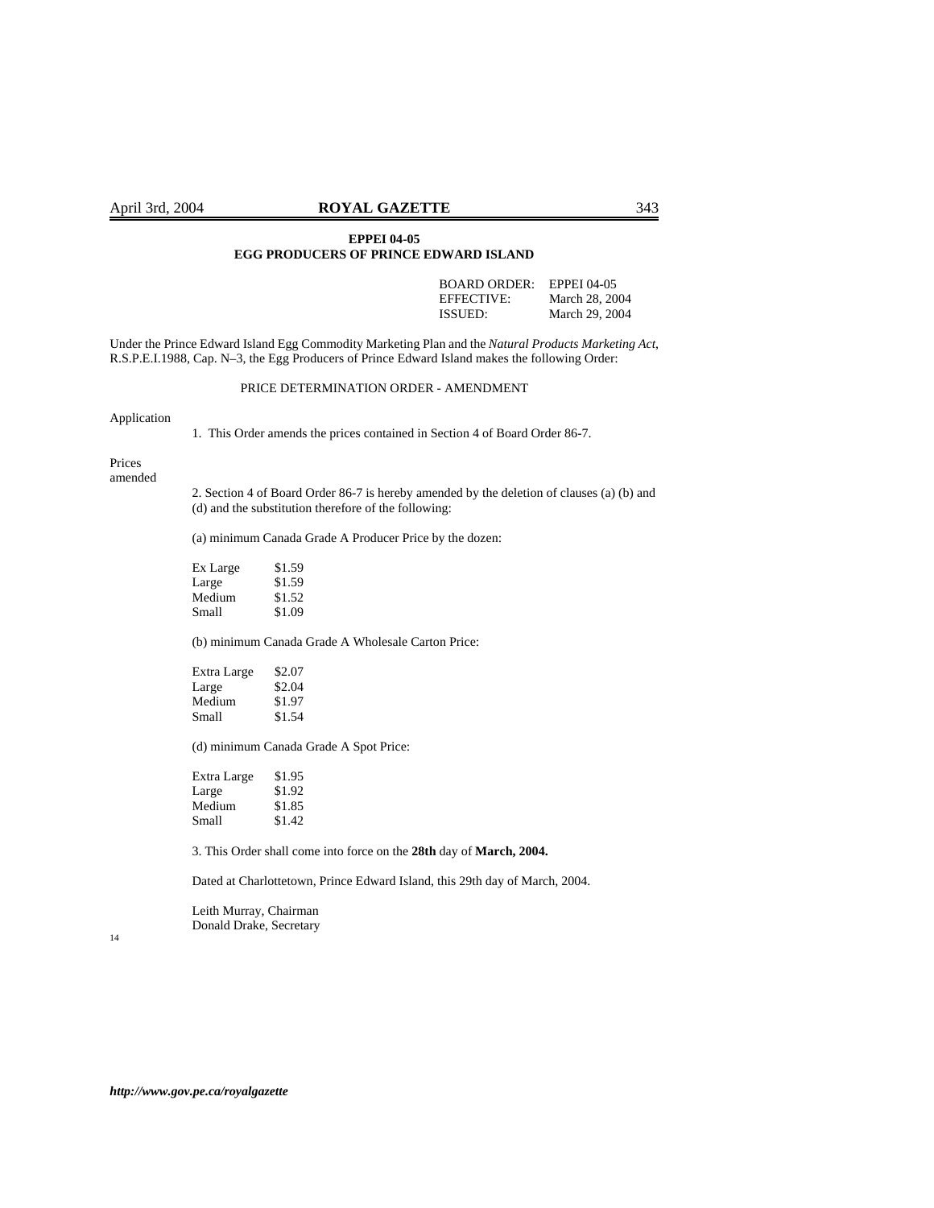**EPPEI 04-05**
**EGG PRODUCERS OF PRINCE EDWARD ISLAND**

| | |
|---|---|
| BOARD ORDER: | EPPEI 04-05 |
| EFFECTIVE: | March 28, 2004 |
| ISSUED: | March 29, 2004 |

Under the Prince Edward Island Egg Commodity Marketing Plan and the *Natural Products Marketing Act*, R.S.P.E.I.1988, Cap. N–3, the Egg Producers of Prince Edward Island makes the following Order:

PRICE DETERMINATION ORDER - AMENDMENT

Application

1. This Order amends the prices contained in Section 4 of Board Order 86-7.

Prices amended

2. Section 4 of Board Order 86-7 is hereby amended by the deletion of clauses (a) (b) and (d) and the substitution therefore of the following:

(a) minimum Canada Grade A Producer Price by the dozen:

| | |
|---|---|
| Ex Large | $1.59 |
| Large | $1.59 |
| Medium | $1.52 |
| Small | $1.09 |

(b) minimum Canada Grade A Wholesale Carton Price:

| | |
|---|---|
| Extra Large | $2.07 |
| Large | $2.04 |
| Medium | $1.97 |
| Small | $1.54 |

(d) minimum Canada Grade A Spot Price:

| | |
|---|---|
| Extra Large | $1.95 |
| Large | $1.92 |
| Medium | $1.85 |
| Small | $1.42 |

3. This Order shall come into force on the **28th** day of **March, 2004.**

Dated at Charlottetown, Prince Edward Island, this 29th day of March, 2004.

Leith Murray, Chairman
Donald Drake, Secretary

14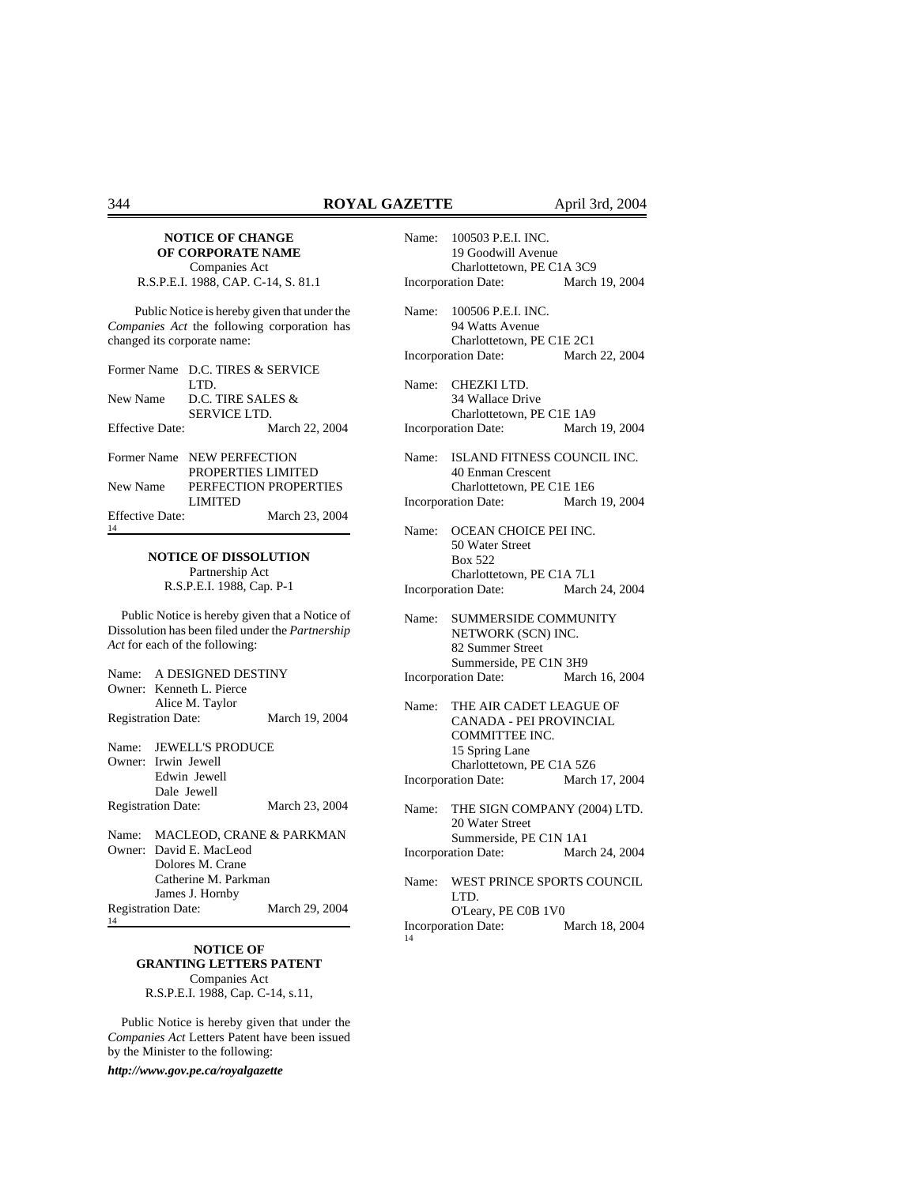**NOTICE OF CHANGE OF CORPORATE NAME**

Companies Act
R.S.P.E.I. 1988, CAP. C-14, S. 81.1

Public Notice is hereby given that under the *Companies Act* the following corporation has changed its corporate name:

Former Name D.C. TIRES & SERVICE LTD.
New Name D.C. TIRE SALES & SERVICE LTD.
Effective Date: March 22, 2004

Former Name NEW PERFECTION PROPERTIES LIMITED
New Name PERFECTION PROPERTIES LIMITED
Effective Date: March 23, 2004

14

**NOTICE OF DISSOLUTION**

Partnership Act
R.S.P.E.I. 1988, Cap. P-1

Public Notice is hereby given that a Notice of Dissolution has been filed under the *Partnership Act* for each of the following:

Name: A DESIGNED DESTINY
Owner: Kenneth L. Pierce
Alice M. Taylor
Registration Date: March 19, 2004

Name: JEWELL'S PRODUCE
Owner: Irwin Jewell
Edwin Jewell
Dale Jewell
Registration Date: March 23, 2004

Name: MACLEOD, CRANE & PARKMAN
Owner: David E. MacLeod
Dolores M. Crane
Catherine M. Parkman
James J. Hornby
Registration Date: March 29, 2004

14

**NOTICE OF GRANTING LETTERS PATENT**

Companies Act
R.S.P.E.I. 1988, Cap. C-14, s.11,

Public Notice is hereby given that under the *Companies Act* Letters Patent have been issued by the Minister to the following:

Name: 100503 P.E.I. INC.
19 Goodwill Avenue
Charlottetown, PE C1A 3C9
Incorporation Date: March 19, 2004

Name: 100506 P.E.I. INC.
94 Watts Avenue
Charlottetown, PE C1E 2C1
Incorporation Date: March 22, 2004

Name: CHEZKI LTD.
34 Wallace Drive
Charlottetown, PE C1E 1A9
Incorporation Date: March 19, 2004

Name: ISLAND FITNESS COUNCIL INC.
40 Enman Crescent
Charlottetown, PE C1E 1E6
Incorporation Date: March 19, 2004

Name: OCEAN CHOICE PEI INC.
50 Water Street
Box 522
Charlottetown, PE C1A 7L1
Incorporation Date: March 24, 2004

Name: SUMMERSIDE COMMUNITY NETWORK (SCN) INC.
82 Summer Street
Summerside, PE C1N 3H9
Incorporation Date: March 16, 2004

Name: THE AIR CADET LEAGUE OF CANADA - PEI PROVINCIAL COMMITTEE INC.
15 Spring Lane
Charlottetown, PE C1A 5Z6
Incorporation Date: March 17, 2004

Name: THE SIGN COMPANY (2004) LTD.
20 Water Street
Summerside, PE C1N 1A1
Incorporation Date: March 24, 2004

Name: WEST PRINCE SPORTS COUNCIL LTD.
O'Leary, PE C0B 1V0
Incorporation Date: March 18, 2004

14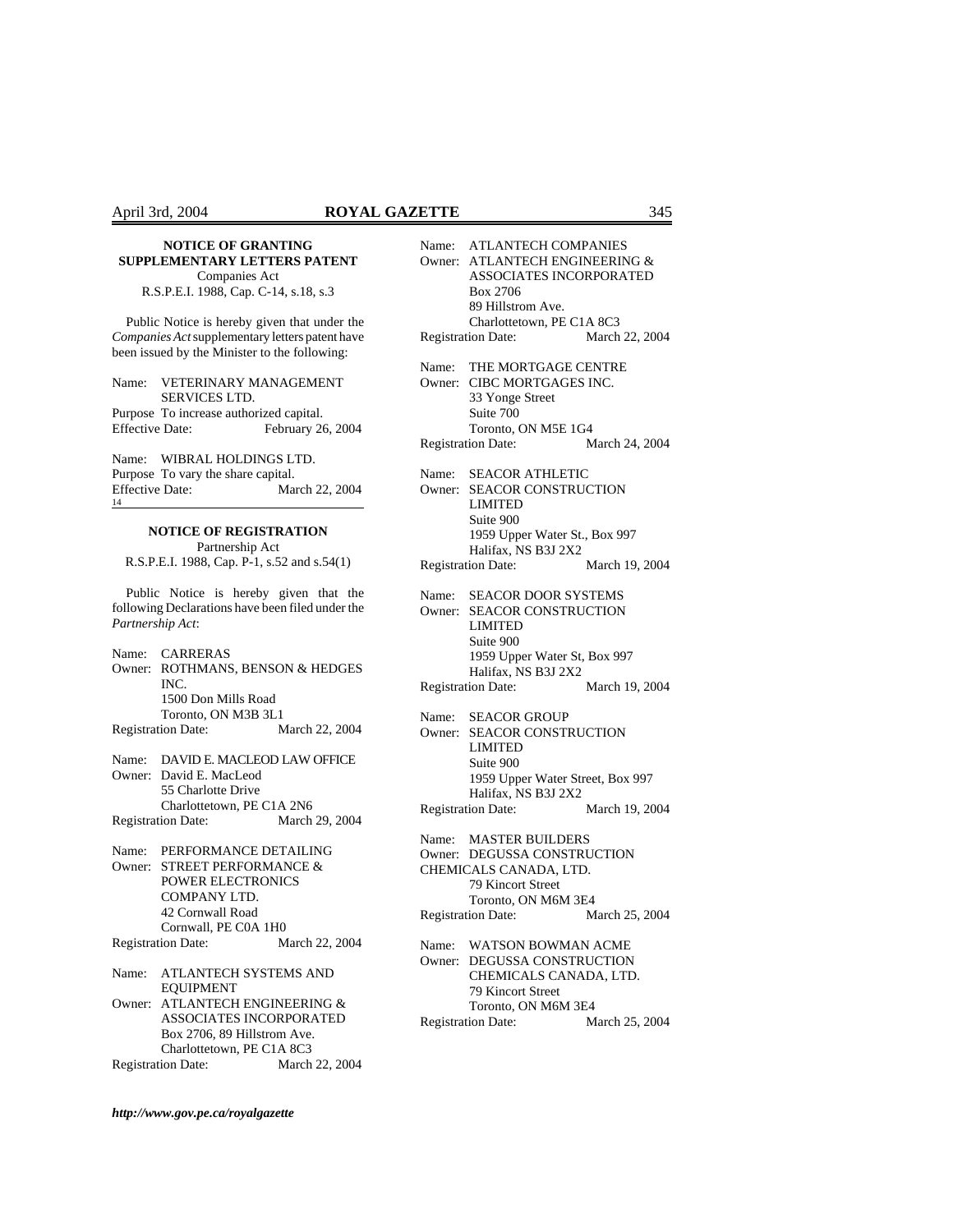**NOTICE OF GRANTING SUPPLEMENTARY LETTERS PATENT**
Companies Act
R.S.P.E.I. 1988, Cap. C-14, s.18, s.3

Public Notice is hereby given that under the *Companies Act* supplementary letters patent have been issued by the Minister to the following:

Name: VETERINARY MANAGEMENT SERVICES LTD.
Purpose To increase authorized capital.
Effective Date: February 26, 2004

Name: WIBRAL HOLDINGS LTD.
Purpose To vary the share capital.
Effective Date: March 22, 2004
14

---

**NOTICE OF REGISTRATION**
Partnership Act
R.S.P.E.I. 1988, Cap. P-1, s.52 and s.54(1)

Public Notice is hereby given that the following Declarations have been filed under the *Partnership Act*:

Name: CARRERAS
Owner: ROTHMANS, BENSON & HEDGES INC.
1500 Don Mills Road
Toronto, ON M3B 3L1
Registration Date: March 22, 2004

Name: DAVID E. MACLEOD LAW OFFICE
Owner: David E. MacLeod
55 Charlotte Drive
Charlottetown, PE C1A 2N6
Registration Date: March 29, 2004

Name: PERFORMANCE DETAILING
Owner: STREET PERFORMANCE & POWER ELECTRONICS COMPANY LTD.
42 Cornwall Road
Cornwall, PE C0A 1H0
Registration Date: March 22, 2004

Name: ATLANTECH SYSTEMS AND EQUIPMENT
Owner: ATLANTECH ENGINEERING & ASSOCIATES INCORPORATED
Box 2706, 89 Hillstrom Ave.
Charlottetown, PE C1A 8C3
Registration Date: March 22, 2004

Name: ATLANTECH COMPANIES
Owner: ATLANTECH ENGINEERING & ASSOCIATES INCORPORATED
Box 2706
89 Hillstrom Ave.
Charlottetown, PE C1A 8C3
Registration Date: March 22, 2004

Name: THE MORTGAGE CENTRE
Owner: CIBC MORTGAGES INC.
33 Yonge Street
Suite 700
Toronto, ON M5E 1G4
Registration Date: March 24, 2004

Name: SEACOR ATHLETIC
Owner: SEACOR CONSTRUCTION LIMITED
Suite 900
1959 Upper Water St., Box 997
Halifax, NS B3J 2X2
Registration Date: March 19, 2004

Name: SEACOR DOOR SYSTEMS
Owner: SEACOR CONSTRUCTION LIMITED
Suite 900
1959 Upper Water St, Box 997
Halifax, NS B3J 2X2
Registration Date: March 19, 2004

Name: SEACOR GROUP
Owner: SEACOR CONSTRUCTION LIMITED
Suite 900
1959 Upper Water Street, Box 997
Halifax, NS B3J 2X2
Registration Date: March 19, 2004

Name: MASTER BUILDERS
Owner: DEGUSSA CONSTRUCTION CHEMICALS CANADA, LTD.
79 Kincort Street
Toronto, ON M6M 3E4
Registration Date: March 25, 2004

Name: WATSON BOWMAN ACME
Owner: DEGUSSA CONSTRUCTION CHEMICALS CANADA, LTD.
79 Kincort Street
Toronto, ON M6M 3E4
Registration Date: March 25, 2004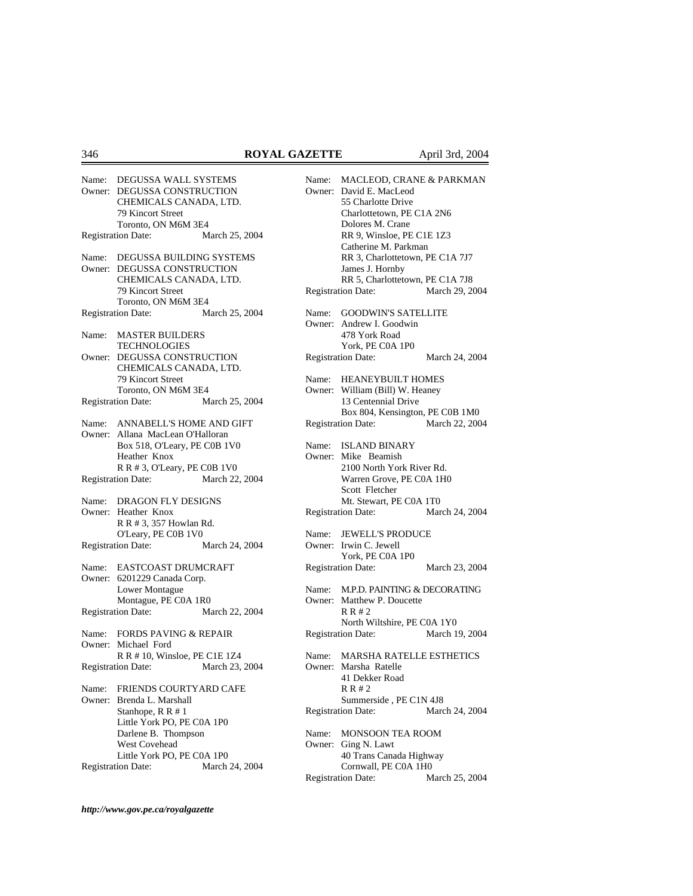Name: DEGUSSA WALL SYSTEMS
Owner: DEGUSSA CONSTRUCTION CHEMICALS CANADA, LTD.
79 Kincort Street
Toronto, ON M6M 3E4
Registration Date: March 25, 2004

Name: DEGUSSA BUILDING SYSTEMS
Owner: DEGUSSA CONSTRUCTION CHEMICALS CANADA, LTD.
79 Kincort Street
Toronto, ON M6M 3E4
Registration Date: March 25, 2004

Name: MASTER BUILDERS TECHNOLOGIES
Owner: DEGUSSA CONSTRUCTION CHEMICALS CANADA, LTD.
79 Kincort Street
Toronto, ON M6M 3E4
Registration Date: March 25, 2004

Name: ANNABELL'S HOME AND GIFT
Owner: Allana MacLean O'Halloran
Box 518, O'Leary, PE C0B 1V0
Heather Knox
R R # 3, O'Leary, PE C0B 1V0
Registration Date: March 22, 2004

Name: DRAGON FLY DESIGNS
Owner: Heather Knox
R R # 3, 357 Howlan Rd.
O'Leary, PE C0B 1V0
Registration Date: March 24, 2004

Name: EASTCOAST DRUMCRAFT
Owner: 6201229 Canada Corp.
Lower Montague
Montague, PE C0A 1R0
Registration Date: March 22, 2004

Name: FORDS PAVING & REPAIR
Owner: Michael Ford
R R # 10, Winsloe, PE C1E 1Z4
Registration Date: March 23, 2004

Name: FRIENDS COURTYARD CAFE
Owner: Brenda L. Marshall
Stanhope, R R # 1
Little York PO, PE C0A 1P0
Darlene B. Thompson
West Covehead
Little York PO, PE C0A 1P0
Registration Date: March 24, 2004

Name: MACLEOD, CRANE & PARKMAN
Owner: David E. MacLeod
55 Charlotte Drive
Charlottetown, PE C1A 2N6
Dolores M. Crane
RR 9, Winsloe, PE C1E 1Z3
Catherine M. Parkman
RR 3, Charlottetown, PE C1A 7J7
James J. Hornby
RR 5, Charlottetown, PE C1A 7J8
Registration Date: March 29, 2004

Name: GOODWIN'S SATELLITE
Owner: Andrew I. Goodwin
478 York Road
York, PE C0A 1P0
Registration Date: March 24, 2004

Name: HEANEYBUILT HOMES
Owner: William (Bill) W. Heaney
13 Centennial Drive
Box 804, Kensington, PE C0B 1M0
Registration Date: March 22, 2004

Name: ISLAND BINARY
Owner: Mike Beamish
2100 North York River Rd.
Warren Grove, PE C0A 1H0
Scott Fletcher
Mt. Stewart, PE C0A 1T0
Registration Date: March 24, 2004

Name: JEWELL'S PRODUCE
Owner: Irwin C. Jewell
York, PE C0A 1P0
Registration Date: March 23, 2004

Name: M.P.D. PAINTING & DECORATING
Owner: Matthew P. Doucette
R R # 2
North Wiltshire, PE C0A 1Y0
Registration Date: March 19, 2004

Name: MARSHA RATELLE ESTHETICS
Owner: Marsha Ratelle
41 Dekker Road
R R # 2
Summerside , PE C1N 4J8
Registration Date: March 24, 2004

Name: MONSOON TEA ROOM
Owner: Ging N. Lawt
40 Trans Canada Highway
Cornwall, PE C0A 1H0
Registration Date: March 25, 2004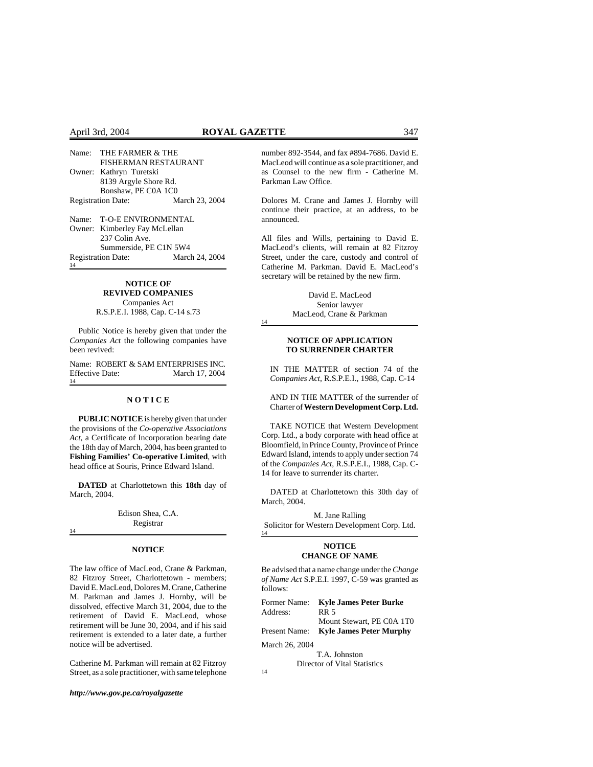Name: THE FARMER & THE FISHERMAN RESTAURANT
Owner: Kathryn Turetski
8139 Argyle Shore Rd.
Bonshaw, PE C0A 1C0
Registration Date: March 23, 2004

Name: T-O-E ENVIRONMENTAL
Owner: Kimberley Fay McLellan
237 Colin Ave.
Summerside, PE C1N 5W4
Registration Date: March 24, 2004

14

**NOTICE OF REVIVED COMPANIES**
Companies Act
R.S.P.E.I. 1988, Cap. C-14 s.73

Public Notice is hereby given that under the *Companies Act* the following companies have been revived:

Name: ROBERT & SAM ENTERPRISES INC.
Effective Date: March 17, 2004

14

**N O T I C E**

**PUBLIC NOTICE** is hereby given that under the provisions of the *Co-operative Associations Act*, a Certificate of Incorporation bearing date the 18th day of March, 2004, has been granted to **Fishing Families' Co-operative Limited**, with head office at Souris, Prince Edward Island.

**DATED** at Charlottetown this **18th** day of March, 2004.

Edison Shea, C.A.
Registrar

14

**NOTICE**

The law office of MacLeod, Crane & Parkman, 82 Fitzroy Street, Charlottetown - members; David E. MacLeod, Dolores M. Crane, Catherine M. Parkman and James J. Hornby, will be dissolved, effective March 31, 2004, due to the retirement of David E. MacLeod, whose retirement will be June 30, 2004, and if his said retirement is extended to a later date, a further notice will be advertised.

Catherine M. Parkman will remain at 82 Fitzroy Street, as a sole practitioner, with same telephone number 892-3544, and fax #894-7686. David E. MacLeod will continue as a sole practitioner, and as Counsel to the new firm - Catherine M. Parkman Law Office.

Dolores M. Crane and James J. Hornby will continue their practice, at an address, to be announced.

All files and Wills, pertaining to David E. MacLeod's clients, will remain at 82 Fitzroy Street, under the care, custody and control of Catherine M. Parkman. David E. MacLeod's secretary will be retained by the new firm.

David E. MacLeod
Senior lawyer
MacLeod, Crane & Parkman

14

**NOTICE OF APPLICATION TO SURRENDER CHARTER**

IN THE MATTER of section 74 of the *Companies Act*, R.S.P.E.I., 1988, Cap. C-14

AND IN THE MATTER of the surrender of Charter of **Western Development Corp. Ltd.**

TAKE NOTICE that Western Development Corp. Ltd., a body corporate with head office at Bloomfield, in Prince County, Province of Prince Edward Island, intends to apply under section 74 of the *Companies Act*, R.S.P.E.I., 1988, Cap. C-14 for leave to surrender its charter.

DATED at Charlottetown this 30th day of March, 2004.

M. Jane Ralling
Solicitor for Western Development Corp. Ltd.

14

**NOTICE**
**CHANGE OF NAME**

Be advised that a name change under the *Change of Name Act* S.P.E.I. 1997, C-59 was granted as follows:

Former Name: **Kyle James Peter Burke**
Address: RR 5
Mount Stewart, PE C0A 1T0
Present Name: **Kyle James Peter Murphy**

March 26, 2004

T.A. Johnston
Director of Vital Statistics

14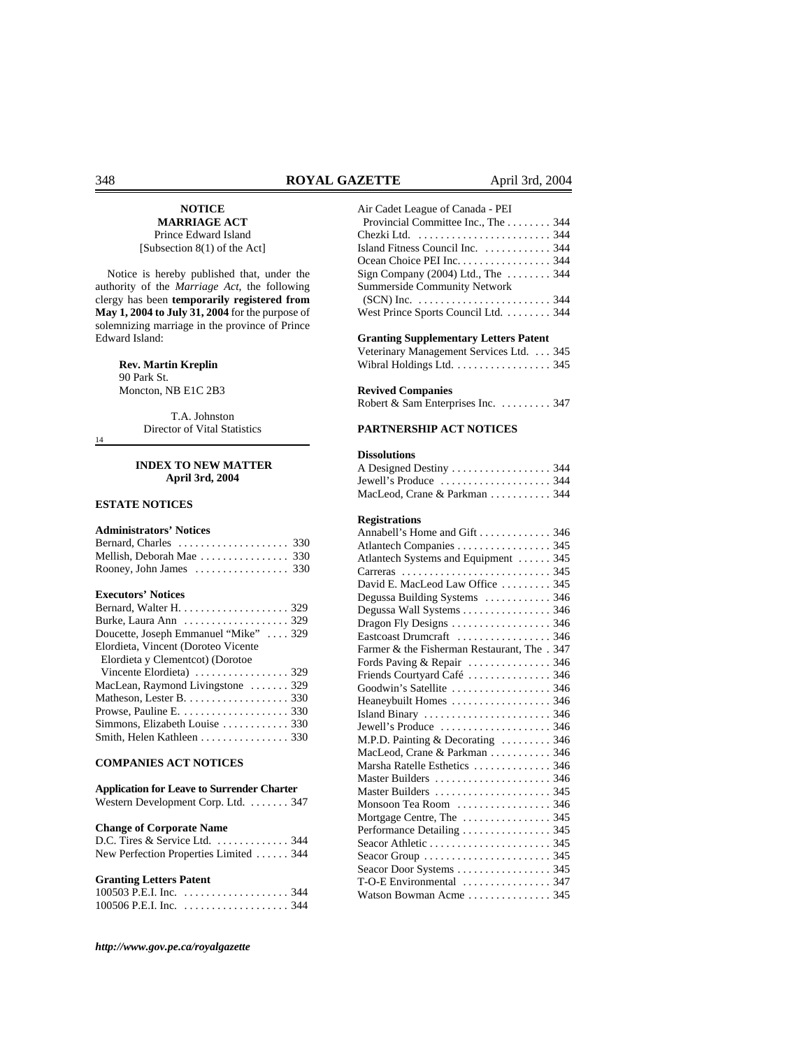**NOTICE**
**MARRIAGE ACT**
Prince Edward Island
[Subsection 8(1) of the Act]

Notice is hereby published that, under the authority of the *Marriage Act*, the following clergy has been **temporarily registered from May 1, 2004 to July 31, 2004** for the purpose of solemnizing marriage in the province of Prince Edward Island:

**Rev. Martin Kreplin**
90 Park St.
Moncton, NB E1C 2B3

T.A. Johnston
Director of Vital Statistics

14

## INDEX TO NEW MATTER
### April 3rd, 2004

### ESTATE NOTICES

**Administrators' Notices**

Bernard, Charles . . . . . . . . . . . . . . . . . . . . 330
Mellish, Deborah Mae . . . . . . . . . . . . . . . . 330
Rooney, John James . . . . . . . . . . . . . . . . . 330

**Executors' Notices**

Bernard, Walter H. . . . . . . . . . . . . . . . . . . . 329
Burke, Laura Ann . . . . . . . . . . . . . . . . . . . 329
Doucette, Joseph Emmanuel "Mike" . . . . 329
Elordieta, Vincent (Doroteo Vicente Elordieta y Clementcot) (Dorotoe Vincente Elordieta) . . . . . . . . . . . . . . . . . 329
MacLean, Raymond Livingstone . . . . . . . 329
Matheson, Lester B. . . . . . . . . . . . . . . . . . . 330
Prowse, Pauline E. . . . . . . . . . . . . . . . . . . . 330
Simmons, Elizabeth Louise . . . . . . . . . . . . 330
Smith, Helen Kathleen . . . . . . . . . . . . . . . . 330

### COMPANIES ACT NOTICES

**Application for Leave to Surrender Charter**

Western Development Corp. Ltd. . . . . . . . 347

**Change of Corporate Name**

D.C. Tires & Service Ltd. . . . . . . . . . . . . . 344
New Perfection Properties Limited . . . . . . 344

**Granting Letters Patent**

100503 P.E.I. Inc. . . . . . . . . . . . . . . . . . . . 344
100506 P.E.I. Inc. . . . . . . . . . . . . . . . . . . . 344
Air Cadet League of Canada - PEI Provincial Committee Inc., The . . . . . . . . 344
Chezki Ltd. . . . . . . . . . . . . . . . . . . . . . . . . 344
Island Fitness Council Inc. . . . . . . . . . . . . 344
Ocean Choice PEI Inc. . . . . . . . . . . . . . . . . 344
Sign Company (2004) Ltd., The . . . . . . . . 344
Summerside Community Network (SCN) Inc. . . . . . . . . . . . . . . . . . . . . . . . . 344
West Prince Sports Council Ltd. . . . . . . . . 344

**Granting Supplementary Letters Patent**

Veterinary Management Services Ltd. . . . 345
Wibral Holdings Ltd. . . . . . . . . . . . . . . . . . 345

**Revived Companies**

Robert & Sam Enterprises Inc. . . . . . . . . . 347

### PARTNERSHIP ACT NOTICES

**Dissolutions**

A Designed Destiny . . . . . . . . . . . . . . . . . . 344
Jewell's Produce . . . . . . . . . . . . . . . . . . . . 344
MacLeod, Crane & Parkman . . . . . . . . . . . 344

**Registrations**

Annabell's Home and Gift . . . . . . . . . . . . . 346
Atlantech Companies . . . . . . . . . . . . . . . . . 345
Atlantech Systems and Equipment . . . . . . 345
Carreras . . . . . . . . . . . . . . . . . . . . . . . . . . . 345
David E. MacLeod Law Office . . . . . . . . . 345
Degussa Building Systems . . . . . . . . . . . . 346
Degussa Wall Systems . . . . . . . . . . . . . . . . 346
Dragon Fly Designs . . . . . . . . . . . . . . . . . . 346
Eastcoast Drumcraft . . . . . . . . . . . . . . . . . 346
Farmer & the Fisherman Restaurant, The . 347
Fords Paving & Repair . . . . . . . . . . . . . . . 346
Friends Courtyard Café . . . . . . . . . . . . . . . 346
Goodwin's Satellite . . . . . . . . . . . . . . . . . . 346
Heaneybuilt Homes . . . . . . . . . . . . . . . . . . 346
Island Binary . . . . . . . . . . . . . . . . . . . . . . . 346
Jewell's Produce . . . . . . . . . . . . . . . . . . . . 346
M.P.D. Painting & Decorating . . . . . . . . . 346
MacLeod, Crane & Parkman . . . . . . . . . . . 346
Marsha Ratelle Esthetics . . . . . . . . . . . . . . 346
Master Builders . . . . . . . . . . . . . . . . . . . . . 346
Master Builders . . . . . . . . . . . . . . . . . . . . . 345
Monsoon Tea Room . . . . . . . . . . . . . . . . . 346
Mortgage Centre, The . . . . . . . . . . . . . . . . 345
Performance Detailing . . . . . . . . . . . . . . . . 345
Seacor Athletic . . . . . . . . . . . . . . . . . . . . . 345
Seacor Group . . . . . . . . . . . . . . . . . . . . . . . 345
Seacor Door Systems . . . . . . . . . . . . . . . . . 345
T-O-E Environmental . . . . . . . . . . . . . . . . 347
Watson Bowman Acme . . . . . . . . . . . . . . . 345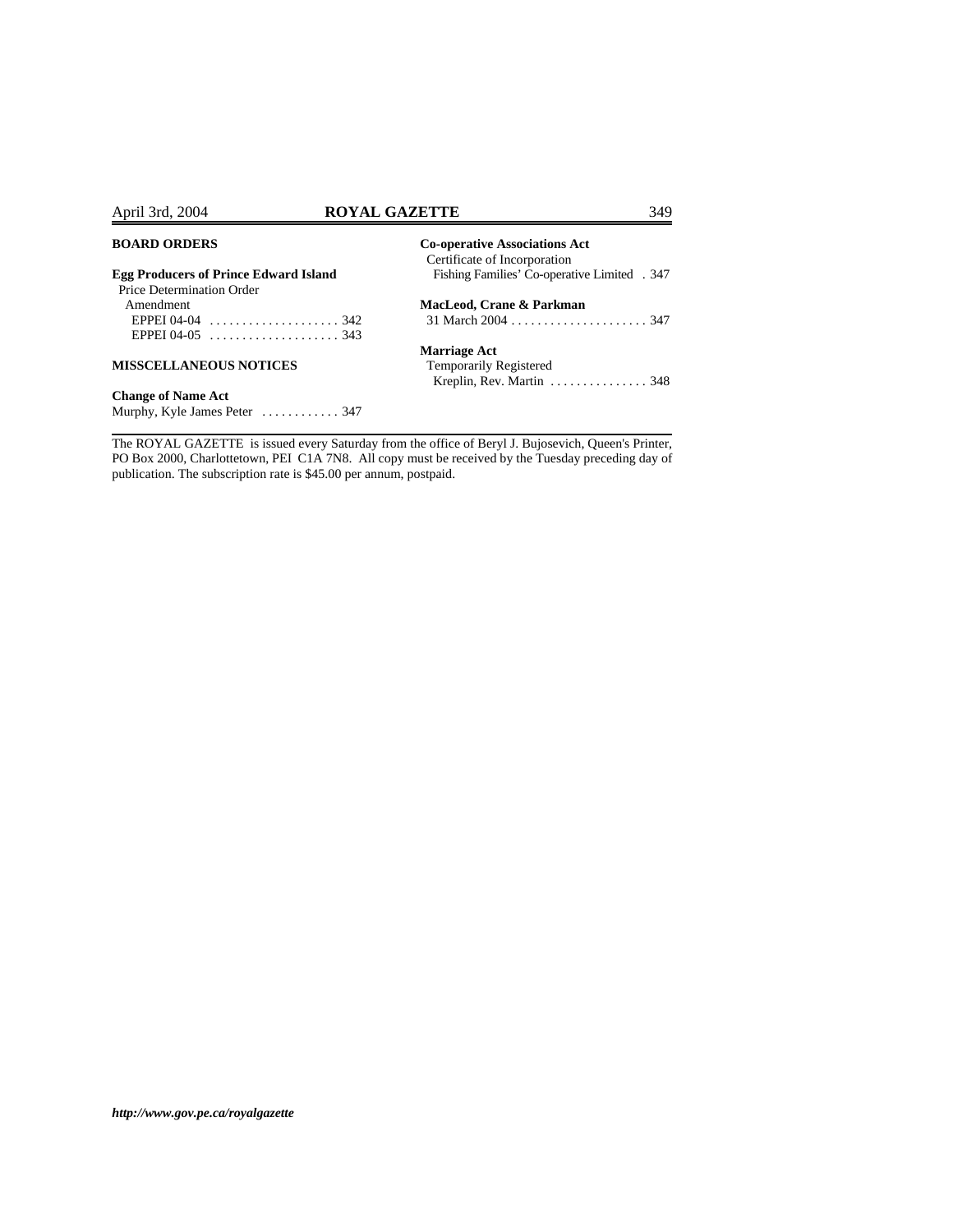**BOARD ORDERS**

**Egg Producers of Prince Edward Island**
Price Determination Order
Amendment
EPPEI 04-04 . . . . . . . . . . . . . . . . . . . . 342
EPPEI 04-05 . . . . . . . . . . . . . . . . . . . . 343

**MISSCELLANEOUS NOTICES**

**Change of Name Act**
Murphy, Kyle James Peter . . . . . . . . . . . . 347

**Co-operative Associations Act**
Certificate of Incorporation
Fishing Families' Co-operative Limited . 347

**MacLeod, Crane & Parkman**
31 March 2004 . . . . . . . . . . . . . . . . . . . . . 347

**Marriage Act**
Temporarily Registered
Kreplin, Rev. Martin . . . . . . . . . . . . . . . 348

---

The ROYAL GAZETTE is issued every Saturday from the office of Beryl J. Bujosevich, Queen's Printer, PO Box 2000, Charlottetown, PEI C1A 7N8. All copy must be received by the Tuesday preceding day of publication. The subscription rate is $45.00 per annum, postpaid.

***http://www.gov.pe.ca/royalgazette***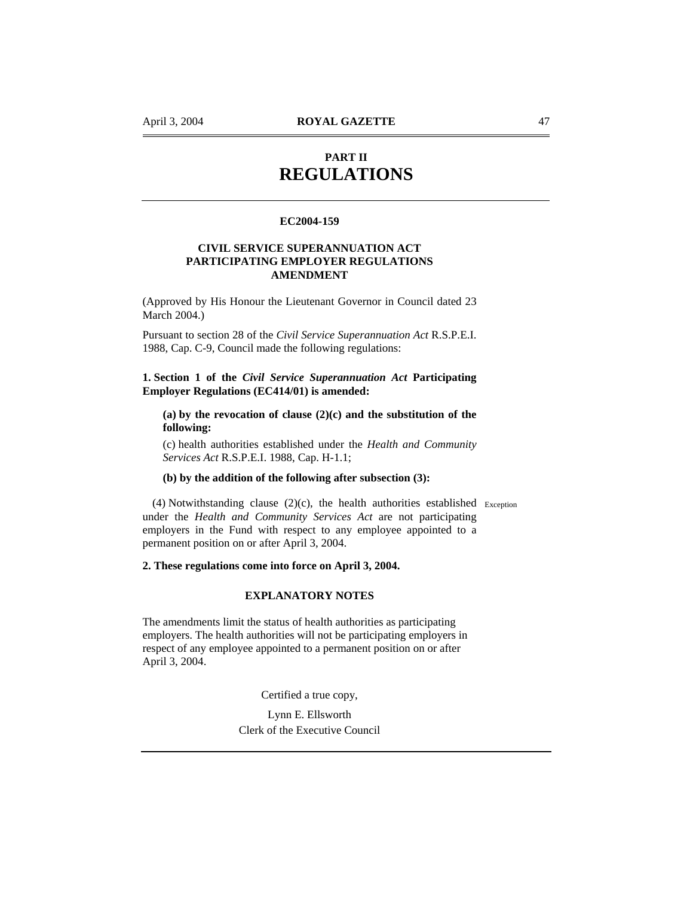# PART II
# REGULATIONS

**EC2004-159**

**CIVIL SERVICE SUPERANNUATION ACT**
**PARTICIPATING EMPLOYER REGULATIONS**
**AMENDMENT**

(Approved by His Honour the Lieutenant Governor in Council dated 23 March 2004.)

Pursuant to section 28 of the *Civil Service Superannuation Act* R.S.P.E.I. 1988, Cap. C-9, Council made the following regulations:

**1. Section 1 of the *Civil Service Superannuation Act* Participating Employer Regulations (EC414/01) is amended:**

**(a) by the revocation of clause (2)(c) and the substitution of the following:**

(c) health authorities established under the *Health and Community Services Act* R.S.P.E.I. 1988, Cap. H-1.1;

**(b) by the addition of the following after subsection (3):**

Exception

(4) Notwithstanding clause (2)(c), the health authorities established under the *Health and Community Services Act* are not participating employers in the Fund with respect to any employee appointed to a permanent position on or after April 3, 2004.

**2. These regulations come into force on April 3, 2004.**

**EXPLANATORY NOTES**

The amendments limit the status of health authorities as participating employers. The health authorities will not be participating employers in respect of any employee appointed to a permanent position on or after April 3, 2004.

Certified a true copy,

Lynn E. Ellsworth
Clerk of the Executive Council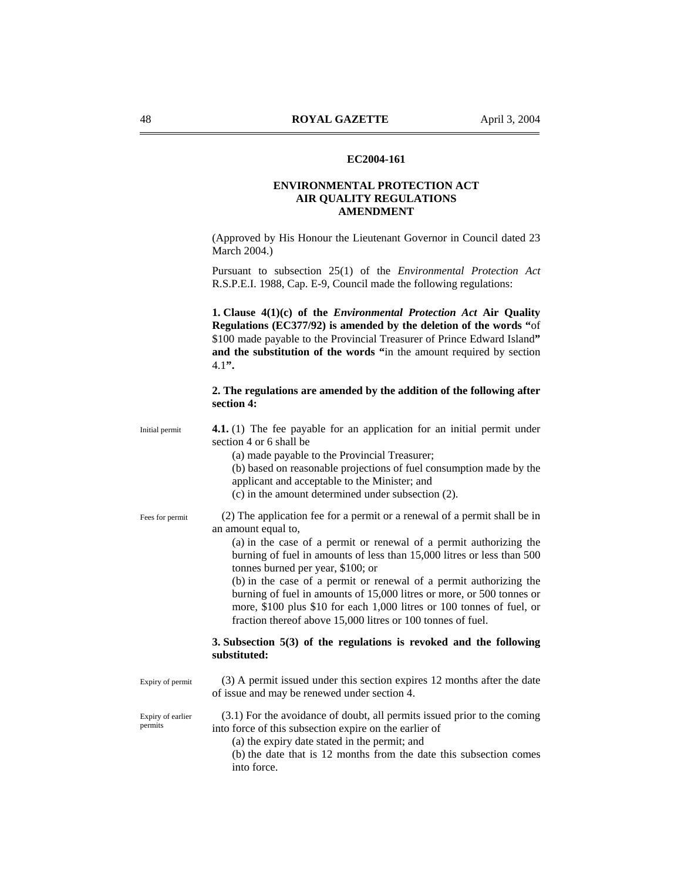**EC2004-161**

**ENVIRONMENTAL PROTECTION ACT**
**AIR QUALITY REGULATIONS**
**AMENDMENT**

(Approved by His Honour the Lieutenant Governor in Council dated 23 March 2004.)

Pursuant to subsection 25(1) of the *Environmental Protection Act* R.S.P.E.I. 1988, Cap. E-9, Council made the following regulations:

**1. Clause 4(1)(c) of the *Environmental Protection Act* Air Quality Regulations (EC377/92) is amended by the deletion of the words "**of $100 made payable to the Provincial Treasurer of Prince Edward Island**" and the substitution of the words "**in the amount required by section 4.1**".**

**2. The regulations are amended by the addition of the following after section 4:**

Initial permit

**4.1.** (1) The fee payable for an application for an initial permit under section 4 or 6 shall be

(a) made payable to the Provincial Treasurer;

(b) based on reasonable projections of fuel consumption made by the applicant and acceptable to the Minister; and

(c) in the amount determined under subsection (2).

Fees for permit

(2) The application fee for a permit or a renewal of a permit shall be in an amount equal to,

(a) in the case of a permit or renewal of a permit authorizing the burning of fuel in amounts of less than 15,000 litres or less than 500 tonnes burned per year, $100; or

(b) in the case of a permit or renewal of a permit authorizing the burning of fuel in amounts of 15,000 litres or more, or 500 tonnes or more, $100 plus $10 for each 1,000 litres or 100 tonnes of fuel, or fraction thereof above 15,000 litres or 100 tonnes of fuel.

**3. Subsection 5(3) of the regulations is revoked and the following substituted:**

Expiry of permit

(3) A permit issued under this section expires 12 months after the date of issue and may be renewed under section 4.

Expiry of earlier permits

(3.1) For the avoidance of doubt, all permits issued prior to the coming into force of this subsection expire on the earlier of

(a) the expiry date stated in the permit; and

(b) the date that is 12 months from the date this subsection comes into force.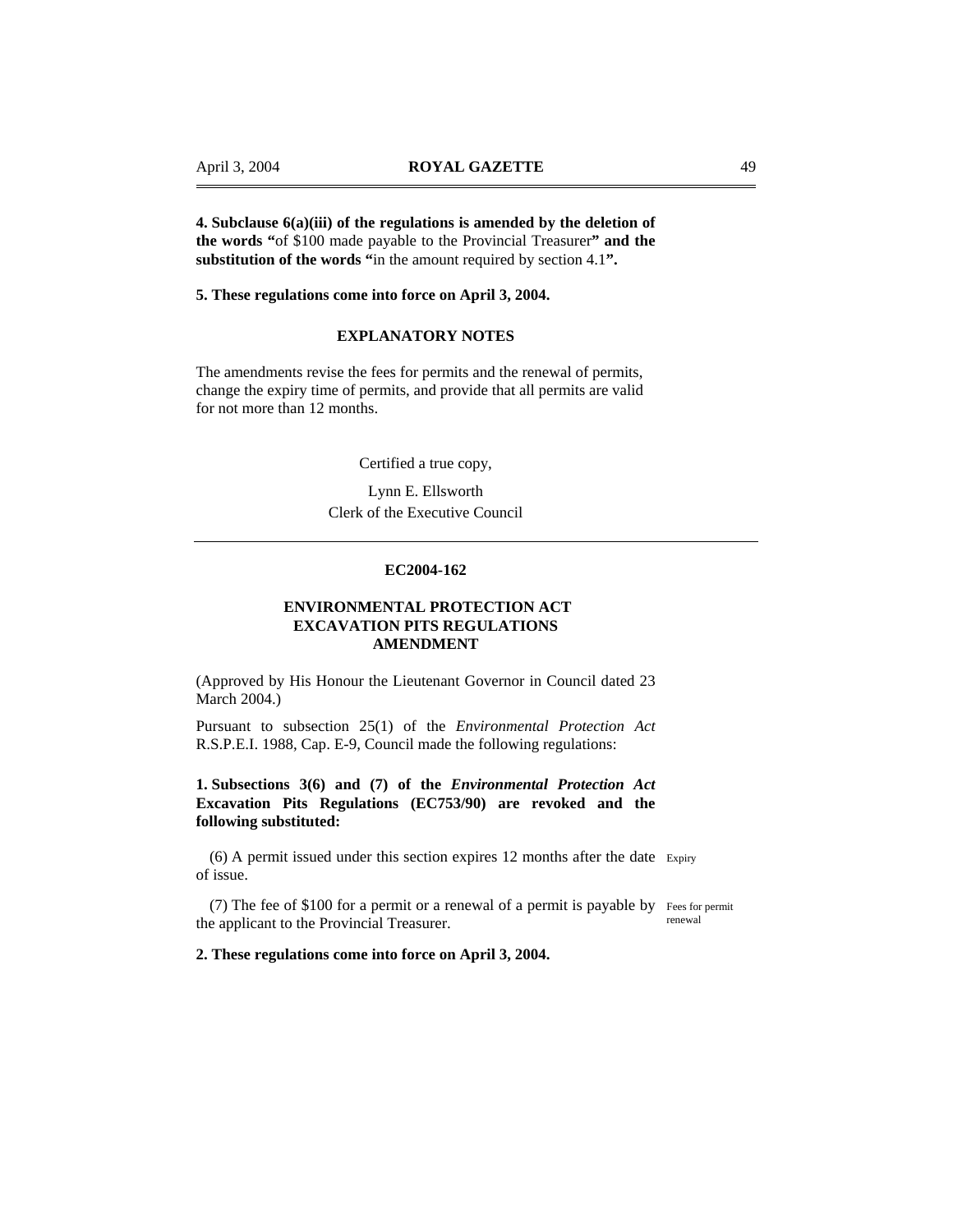**4. Subclause 6(a)(iii) of the regulations is amended by the deletion of the words "**of $100 made payable to the Provincial Treasurer**" and the substitution of the words "**in the amount required by section 4.1**".**

**5. These regulations come into force on April 3, 2004.**

**EXPLANATORY NOTES**

The amendments revise the fees for permits and the renewal of permits, change the expiry time of permits, and provide that all permits are valid for not more than 12 months.

Certified a true copy,

Lynn E. Ellsworth
Clerk of the Executive Council

---

**EC2004-162**

**ENVIRONMENTAL PROTECTION ACT
EXCAVATION PITS REGULATIONS
AMENDMENT**

(Approved by His Honour the Lieutenant Governor in Council dated 23 March 2004.)

Pursuant to subsection 25(1) of the *Environmental Protection Act* R.S.P.E.I. 1988, Cap. E-9, Council made the following regulations:

**1. Subsections 3(6) and (7) of the *Environmental Protection Act* Excavation Pits Regulations (EC753/90) are revoked and the following substituted:**

(6) A permit issued under this section expires 12 months after the date of issue. *Expiry*

(7) The fee of $100 for a permit or a renewal of a permit is payable by the applicant to the Provincial Treasurer. *Fees for permit renewal*

**2. These regulations come into force on April 3, 2004.**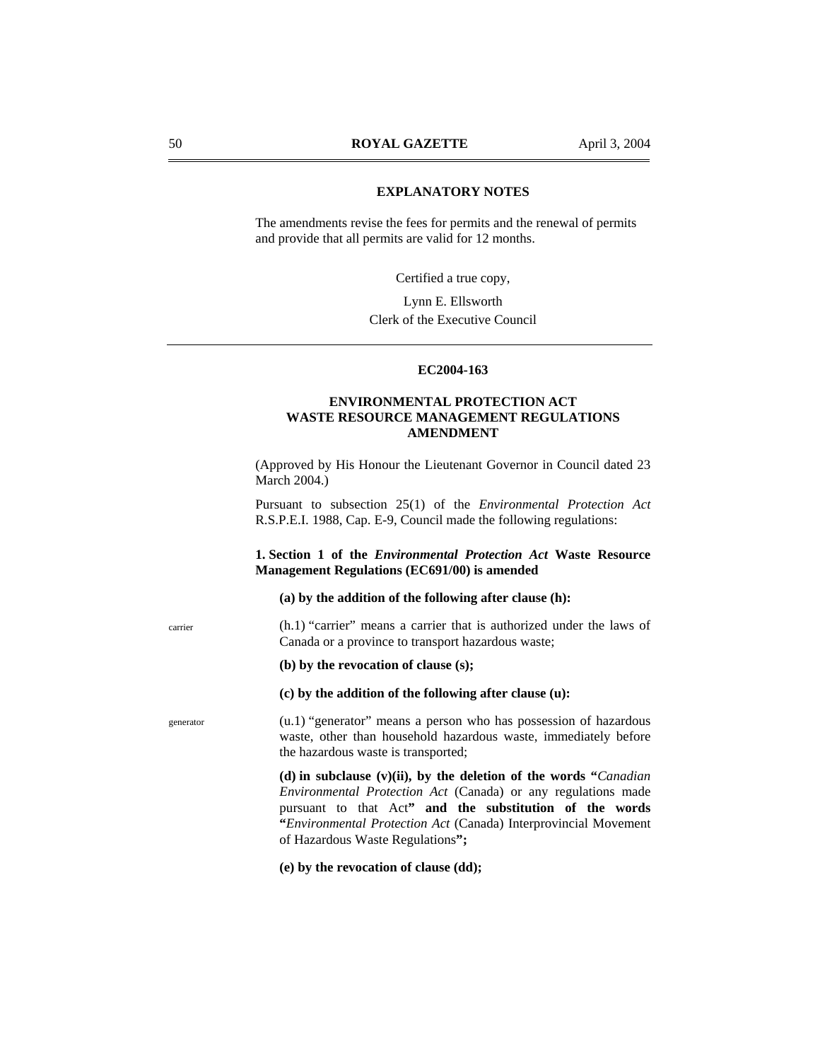**EXPLANATORY NOTES**

The amendments revise the fees for permits and the renewal of permits and provide that all permits are valid for 12 months.

Certified a true copy,

Lynn E. Ellsworth
Clerk of the Executive Council

---

**EC2004-163**

**ENVIRONMENTAL PROTECTION ACT**
**WASTE RESOURCE MANAGEMENT REGULATIONS**
**AMENDMENT**

(Approved by His Honour the Lieutenant Governor in Council dated 23 March 2004.)

Pursuant to subsection 25(1) of the *Environmental Protection Act* R.S.P.E.I. 1988, Cap. E-9, Council made the following regulations:

**1. Section 1 of the *Environmental Protection Act* Waste Resource Management Regulations (EC691/00) is amended**

**(a) by the addition of the following after clause (h):**

carier

(h.1) "carrier" means a carrier that is authorized under the laws of Canada or a province to transport hazardous waste;

**(b) by the revocation of clause (s);**

**(c) by the addition of the following after clause (u):**

generator

(u.1) "generator" means a person who has possession of hazardous waste, other than household hazardous waste, immediately before the hazardous waste is transported;

**(d) in subclause (v)(ii), by the deletion of the words "***Canadian Environmental Protection Act* (Canada) or any regulations made pursuant to that Act**" and the substitution of the words "***Environmental Protection Act* (Canada) Interprovincial Movement of Hazardous Waste Regulations**";**

**(e) by the revocation of clause (dd);**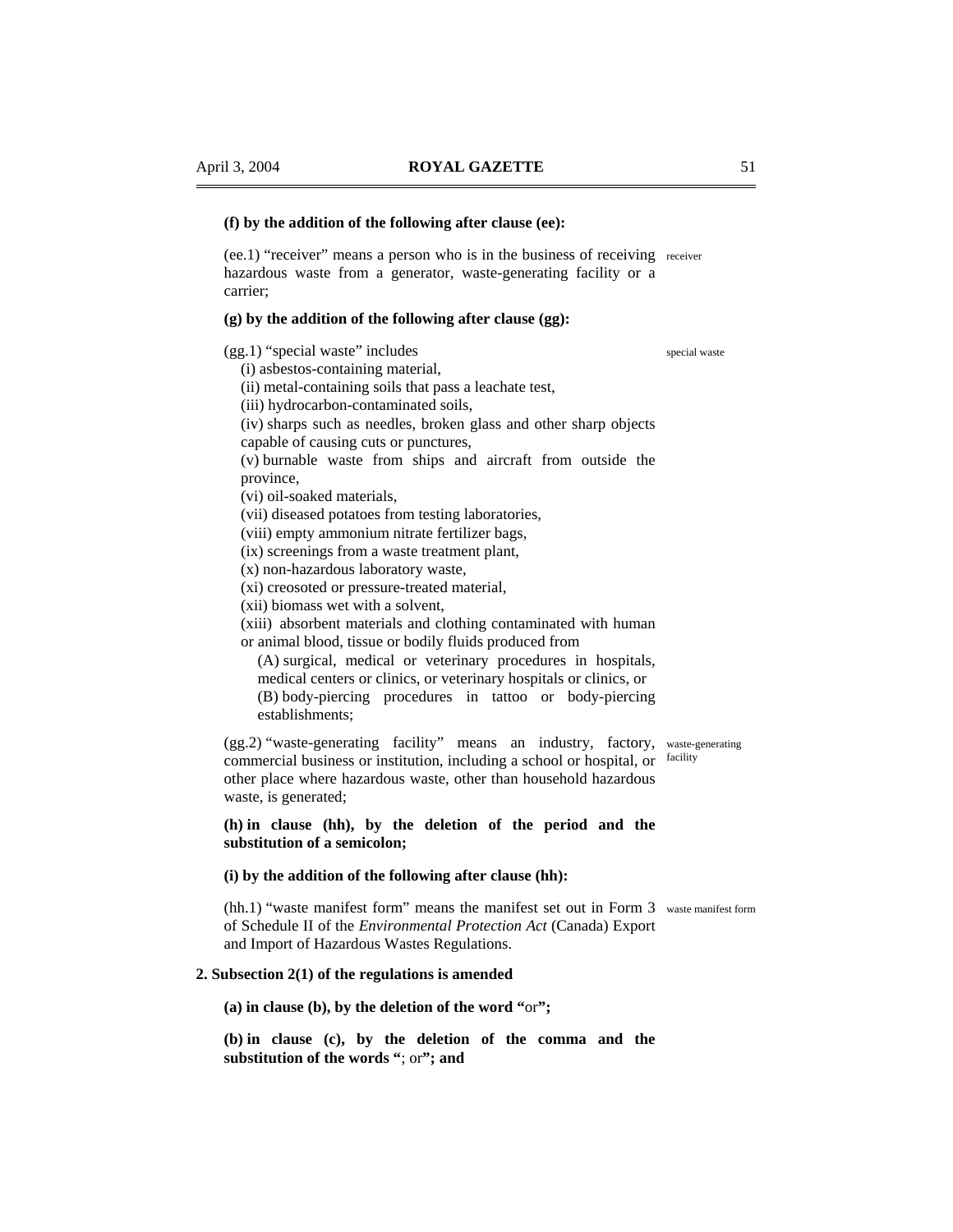**(f) by the addition of the following after clause (ee):**

(ee.1) "receiver" means a person who is in the business of receiving hazardous waste from a generator, waste-generating facility or a carrier; receiver

**(g) by the addition of the following after clause (gg):**

(gg.1) "special waste" includes special waste

(i) asbestos-containing material,

(ii) metal-containing soils that pass a leachate test,

(iii) hydrocarbon-contaminated soils,

(iv) sharps such as needles, broken glass and other sharp objects capable of causing cuts or punctures,

(v) burnable waste from ships and aircraft from outside the province,

(vi) oil-soaked materials,

(vii) diseased potatoes from testing laboratories,

(viii) empty ammonium nitrate fertilizer bags,

(ix) screenings from a waste treatment plant,

(x) non-hazardous laboratory waste,

(xi) creosoted or pressure-treated material,

(xii) biomass wet with a solvent,

(xiii) absorbent materials and clothing contaminated with human or animal blood, tissue or bodily fluids produced from

(A) surgical, medical or veterinary procedures in hospitals, medical centers or clinics, or veterinary hospitals or clinics, or

(B) body-piercing procedures in tattoo or body-piercing establishments;

(gg.2) "waste-generating facility" means an industry, factory, commercial business or institution, including a school or hospital, or other place where hazardous waste, other than household hazardous waste, is generated; waste-generating facility

**(h) in clause (hh), by the deletion of the period and the substitution of a semicolon;**

**(i) by the addition of the following after clause (hh):**

(hh.1) "waste manifest form" means the manifest set out in Form 3 of Schedule II of the *Environmental Protection Act* (Canada) Export and Import of Hazardous Wastes Regulations. waste manifest form

**2. Subsection 2(1) of the regulations is amended**

**(a) in clause (b), by the deletion of the word "**or**";**

**(b) in clause (c), by the deletion of the comma and the substitution of the words "**; or**"; and**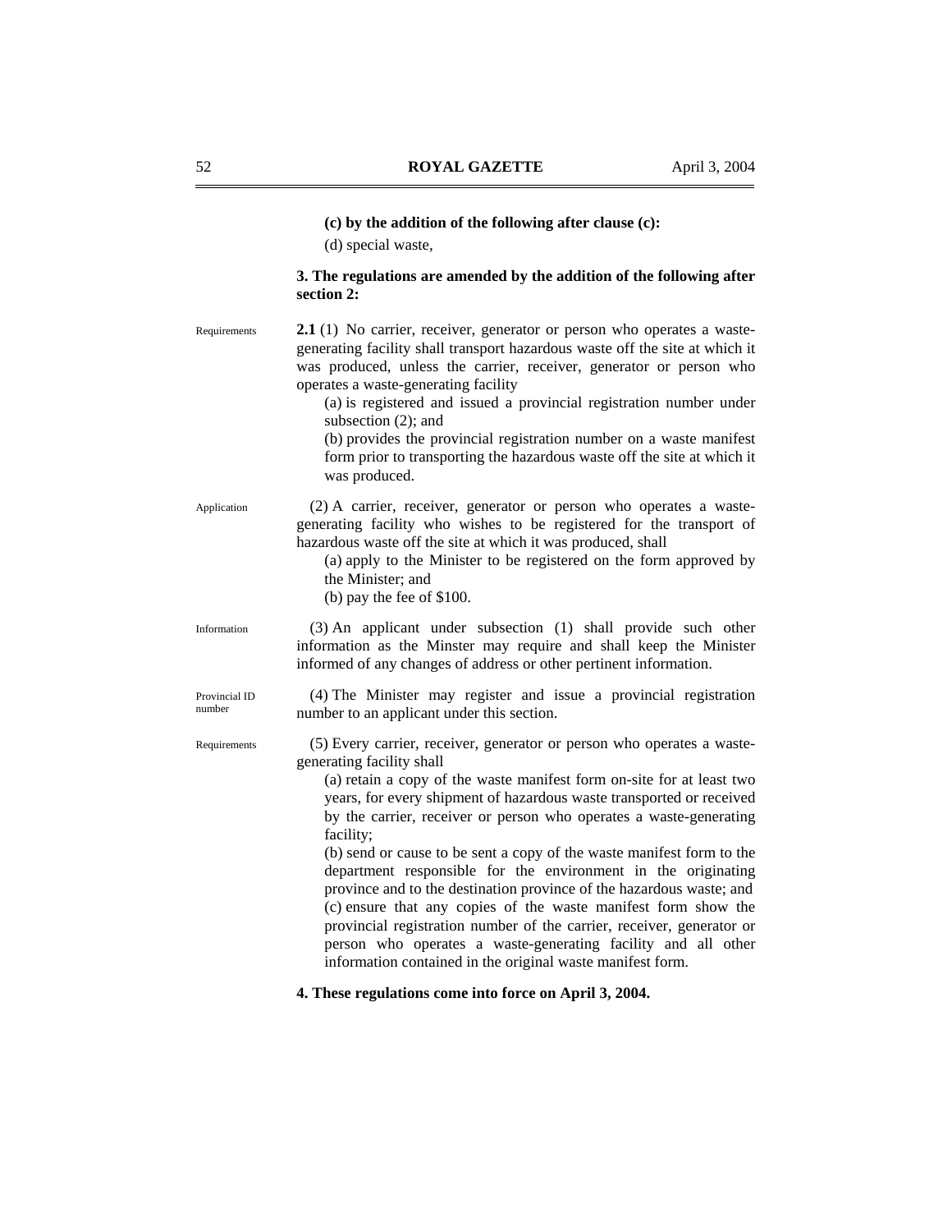**(c) by the addition of the following after clause (c):**

(d) special waste,

**3. The regulations are amended by the addition of the following after section 2:**

Requirements

**2.1** (1) No carrier, receiver, generator or person who operates a waste-generating facility shall transport hazardous waste off the site at which it was produced, unless the carrier, receiver, generator or person who operates a waste-generating facility

(a) is registered and issued a provincial registration number under subsection (2); and

(b) provides the provincial registration number on a waste manifest form prior to transporting the hazardous waste off the site at which it was produced.

Application

(2) A carrier, receiver, generator or person who operates a waste-generating facility who wishes to be registered for the transport of hazardous waste off the site at which it was produced, shall

(a) apply to the Minister to be registered on the form approved by the Minister; and

(b) pay the fee of $100.

Information

(3) An applicant under subsection (1) shall provide such other information as the Minster may require and shall keep the Minister informed of any changes of address or other pertinent information.

Provincial ID number

(4) The Minister may register and issue a provincial registration number to an applicant under this section.

Requirements

(5) Every carrier, receiver, generator or person who operates a waste-generating facility shall

(a) retain a copy of the waste manifest form on-site for at least two years, for every shipment of hazardous waste transported or received by the carrier, receiver or person who operates a waste-generating facility;

(b) send or cause to be sent a copy of the waste manifest form to the department responsible for the environment in the originating province and to the destination province of the hazardous waste; and

(c) ensure that any copies of the waste manifest form show the provincial registration number of the carrier, receiver, generator or person who operates a waste-generating facility and all other information contained in the original waste manifest form.

**4. These regulations come into force on April 3, 2004.**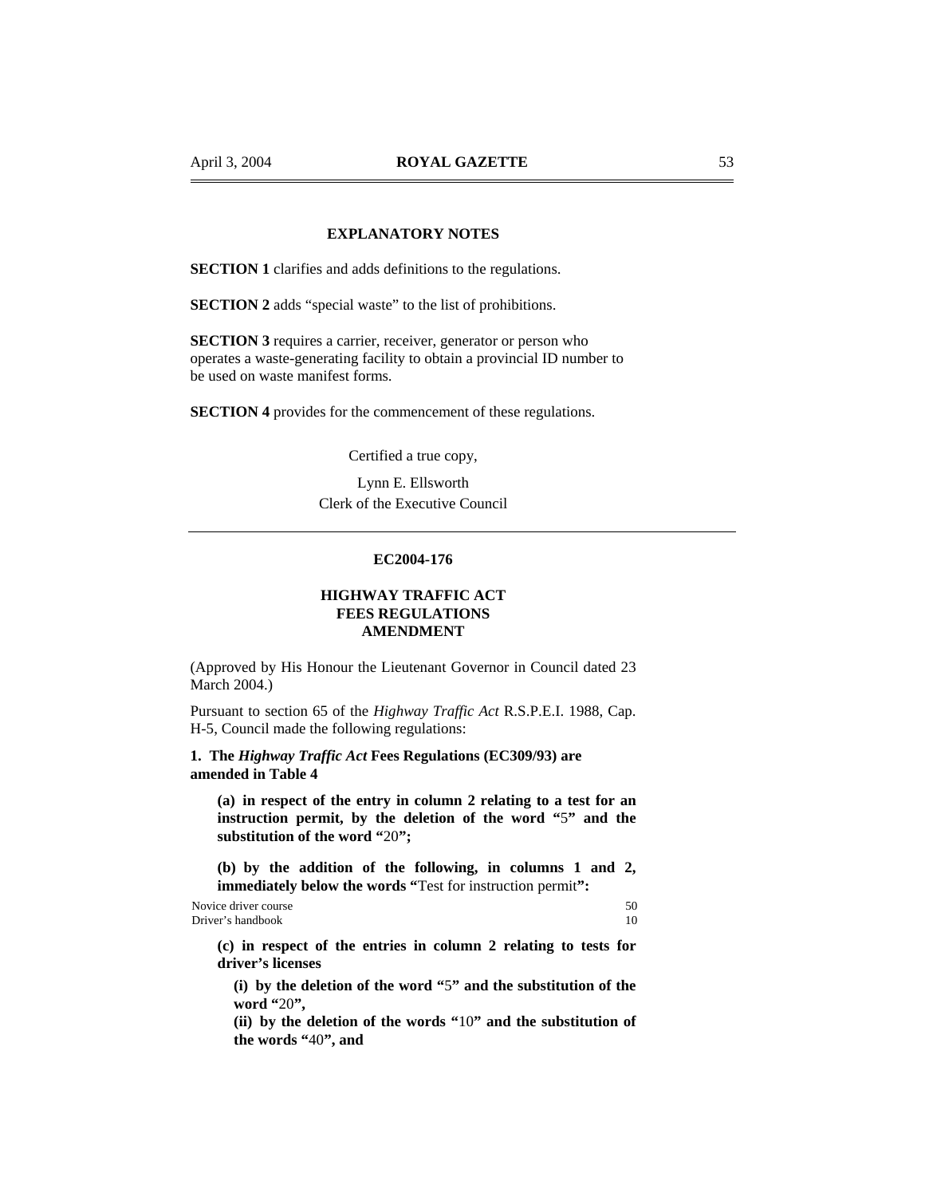## EXPLANATORY NOTES

**SECTION 1** clarifies and adds definitions to the regulations.

**SECTION 2** adds "special waste" to the list of prohibitions.

**SECTION 3** requires a carrier, receiver, generator or person who operates a waste-generating facility to obtain a provincial ID number to be used on waste manifest forms.

**SECTION 4** provides for the commencement of these regulations.

Certified a true copy,

Lynn E. Ellsworth
Clerk of the Executive Council

---

## EC2004-176

## HIGHWAY TRAFFIC ACT FEES REGULATIONS AMENDMENT

(Approved by His Honour the Lieutenant Governor in Council dated 23 March 2004.)

Pursuant to section 65 of the *Highway Traffic Act* R.S.P.E.I. 1988, Cap. H-5, Council made the following regulations:

**1. The *Highway Traffic Act* Fees Regulations (EC309/93) are amended in Table 4**

**(a) in respect of the entry in column 2 relating to a test for an instruction permit, by the deletion of the word "**5**" and the substitution of the word "**20**";**

**(b) by the addition of the following, in columns 1 and 2, immediately below the words "**Test for instruction permit**":**

| | |
|---|---|
| Novice driver course | 50 |
| Driver's handbook | 10 |

**(c) in respect of the entries in column 2 relating to tests for driver's licenses**

**(i) by the deletion of the word "**5**" and the substitution of the word "**20**",**

**(ii) by the deletion of the words "**10**" and the substitution of the words "**40**", and**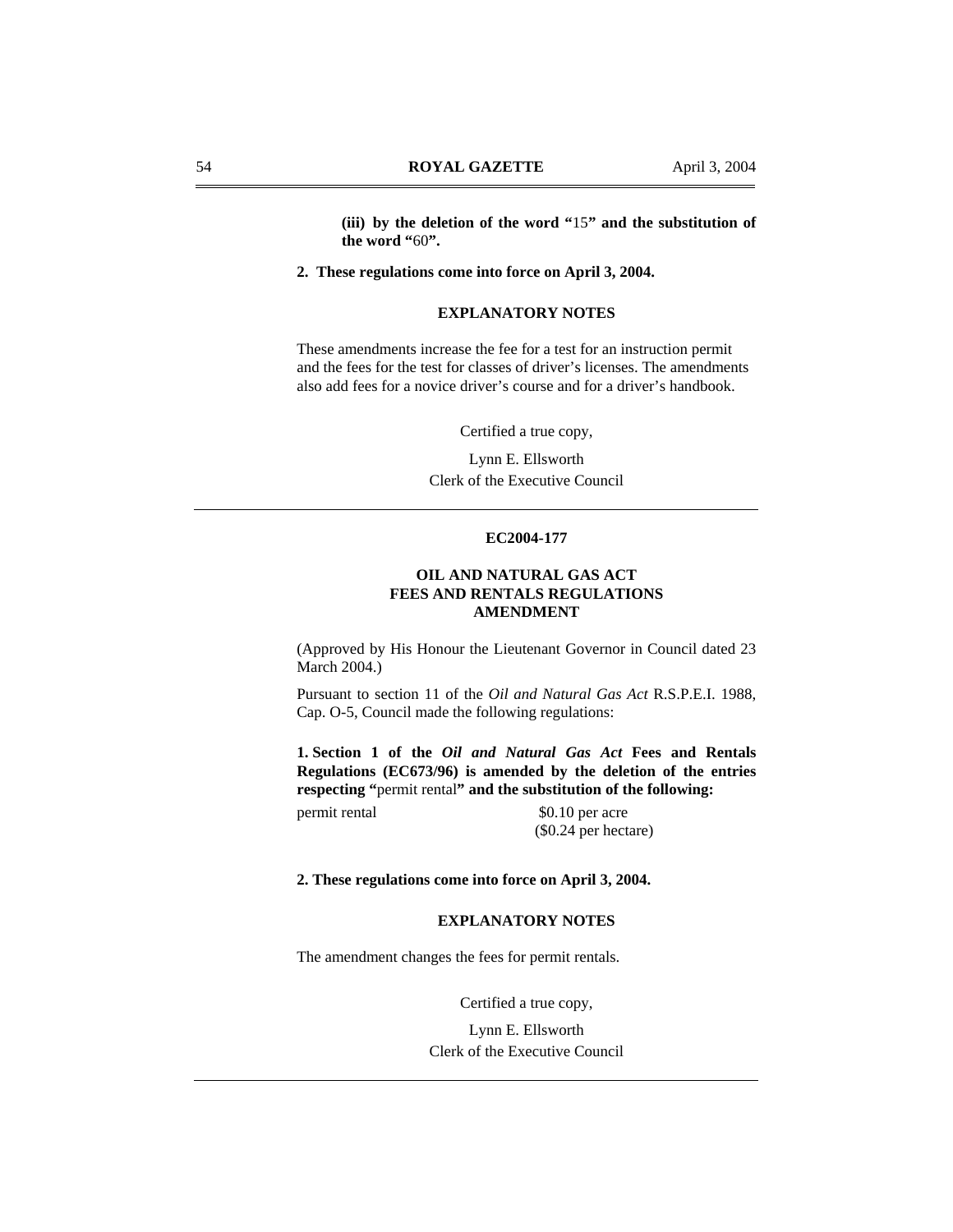**(iii) by the deletion of the word "**15**" and the substitution of the word "**60**".**

**2. These regulations come into force on April 3, 2004.**

**EXPLANATORY NOTES**

These amendments increase the fee for a test for an instruction permit and the fees for the test for classes of driver's licenses. The amendments also add fees for a novice driver's course and for a driver's handbook.

Certified a true copy,

Lynn E. Ellsworth
Clerk of the Executive Council

---

**EC2004-177**

**OIL AND NATURAL GAS ACT
FEES AND RENTALS REGULATIONS
AMENDMENT**

(Approved by His Honour the Lieutenant Governor in Council dated 23 March 2004.)

Pursuant to section 11 of the *Oil and Natural Gas Act* R.S.P.E.I. 1988, Cap. O-5, Council made the following regulations:

**1. Section 1 of the *Oil and Natural Gas Act* Fees and Rentals Regulations (EC673/96) is amended by the deletion of the entries respecting "**permit rental**" and the substitution of the following:**

permit rental $0.10 per acre
($0.24 per hectare)

**2. These regulations come into force on April 3, 2004.**

**EXPLANATORY NOTES**

The amendment changes the fees for permit rentals.

Certified a true copy,

Lynn E. Ellsworth
Clerk of the Executive Council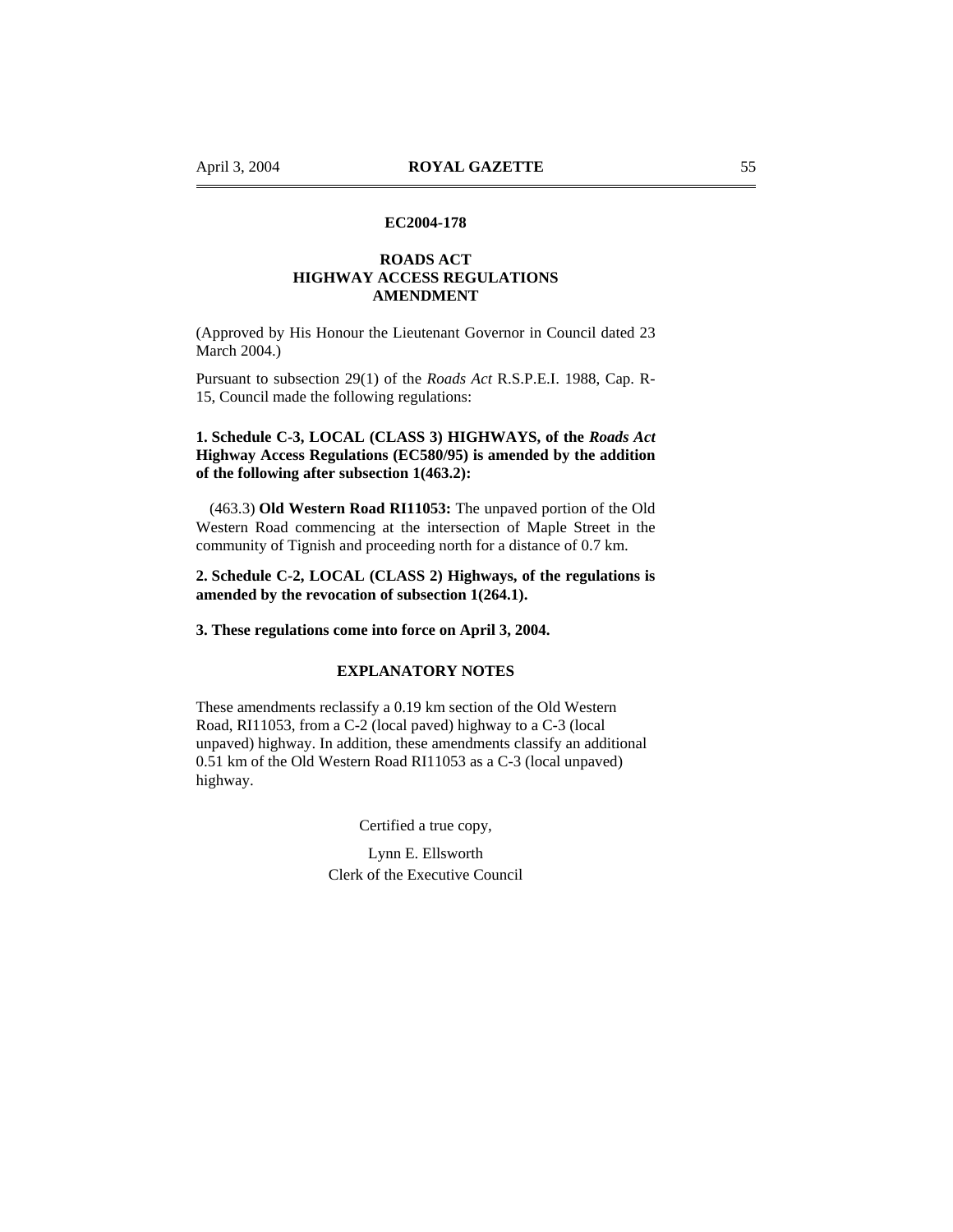**EC2004-178**

**ROADS ACT**
**HIGHWAY ACCESS REGULATIONS**
**AMENDMENT**

(Approved by His Honour the Lieutenant Governor in Council dated 23 March 2004.)

Pursuant to subsection 29(1) of the *Roads Act* R.S.P.E.I. 1988, Cap. R-15, Council made the following regulations:

**1. Schedule C-3, LOCAL (CLASS 3) HIGHWAYS, of the *Roads Act* Highway Access Regulations (EC580/95) is amended by the addition of the following after subsection 1(463.2):**

(463.3) **Old Western Road RI11053:** The unpaved portion of the Old Western Road commencing at the intersection of Maple Street in the community of Tignish and proceeding north for a distance of 0.7 km.

**2. Schedule C-2, LOCAL (CLASS 2) Highways, of the regulations is amended by the revocation of subsection 1(264.1).**

**3. These regulations come into force on April 3, 2004.**

**EXPLANATORY NOTES**

These amendments reclassify a 0.19 km section of the Old Western Road, RI11053, from a C-2 (local paved) highway to a C-3 (local unpaved) highway. In addition, these amendments classify an additional 0.51 km of the Old Western Road RI11053 as a C-3 (local unpaved) highway.

Certified a true copy,

Lynn E. Ellsworth
Clerk of the Executive Council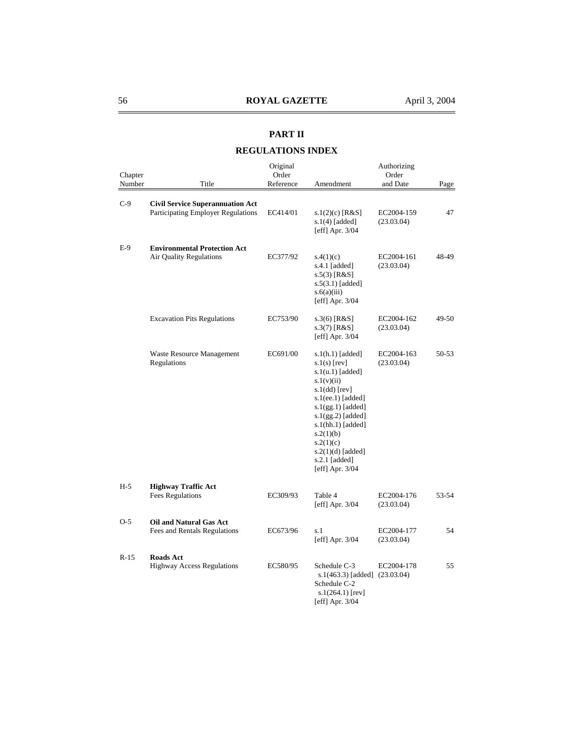## PART II

## REGULATIONS INDEX

| Chapter Number | Title | Original Order Reference | Amendment | Authorizing Order and Date | Page |
|---|---|---|---|---|---|
| C-9 | **Civil Service Superannuation Act** | | | | |
| | Participating Employer Regulations | EC414/01 | s.1(2)(c) [R&S] s.1(4) [added] [eff] Apr. 3/04 | EC2004-159 (23.03.04) | 47 |
| E-9 | **Environmental Protection Act** | | | | |
| | Air Quality Regulations | EC377/92 | s.4(1)(c) s.4.1 [added] s.5(3) [R&S] s.5(3.1) [added] s.6(a)(iii) [eff] Apr. 3/04 | EC2004-161 (23.03.04) | 48-49 |
| | Excavation Pits Regulations | EC753/90 | s.3(6) [R&S] s.3(7) [R&S] [eff] Apr. 3/04 | EC2004-162 (23.03.04) | 49-50 |
| | Waste Resource Management Regulations | EC691/00 | s.1(h.1) [added] s.1(s) [rev] s.1(u.1) [added] s.1(v)(ii) s.1(dd) [rev] s.1(ee.1) [added] s.1(gg.1) [added] s.1(gg.2) [added] s.1(hh.1) [added] s.2(1)(b) s.2(1)(c) s.2(1)(d) [added] s.2.1 [added] [eff] Apr. 3/04 | EC2004-163 (23.03.04) | 50-53 |
| H-5 | **Highway Traffic Act** | | | | |
| | Fees Regulations | EC309/93 | Table 4 [eff] Apr. 3/04 | EC2004-176 (23.03.04) | 53-54 |
| O-5 | **Oil and Natural Gas Act** | | | | |
| | Fees and Rentals Regulations | EC673/96 | s.1 [eff] Apr. 3/04 | EC2004-177 (23.03.04) | 54 |
| R-15 | **Roads Act** | | | | |
| | Highway Access Regulations | EC580/95 | Schedule C-3 s.1(463.3) [added] Schedule C-2 s.1(264.1) [rev] [eff] Apr. 3/04 | EC2004-178 (23.03.04) | 55 |